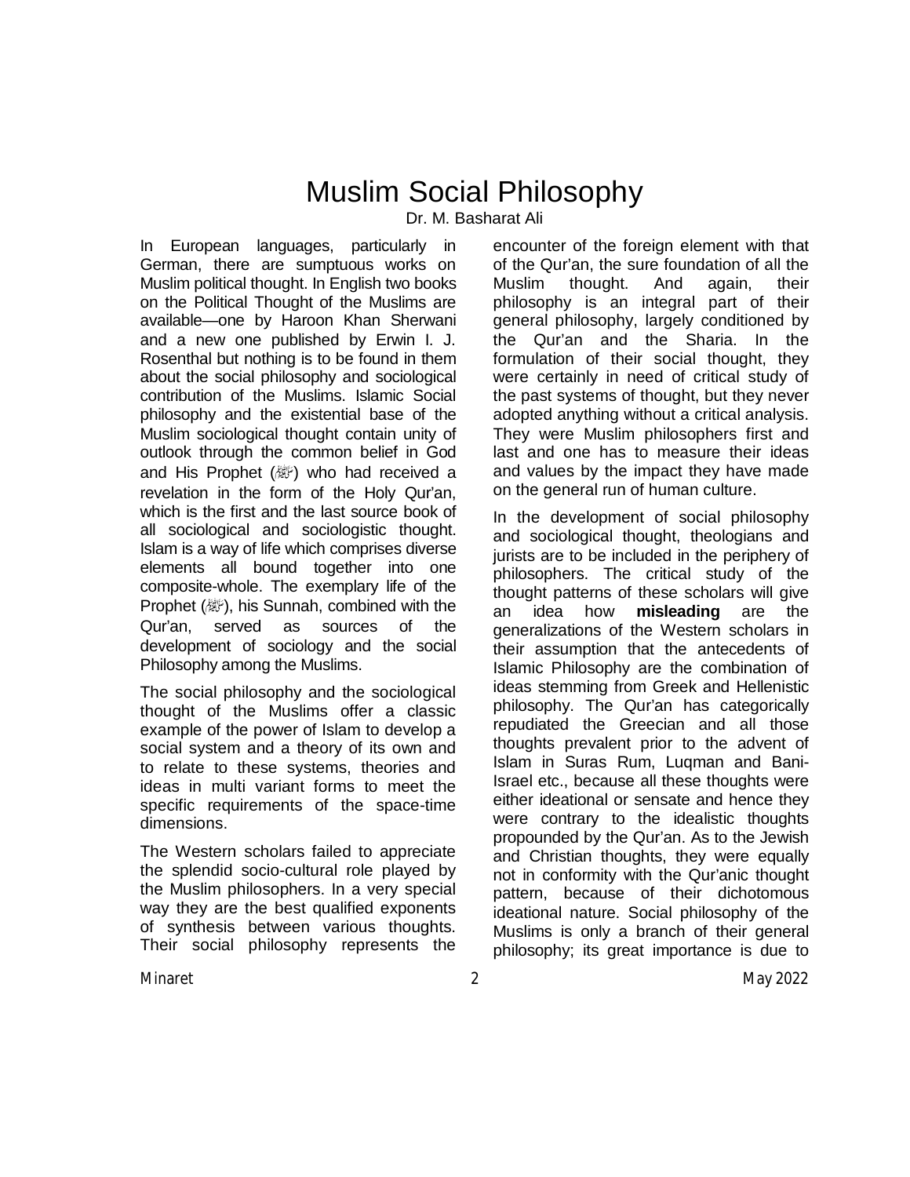# Muslim Social Philosophy

Dr. M. Basharat Ali

In European languages, particularly in German, there are sumptuous works on Muslim political thought. In English two books on the Political Thought of the Muslims are available—one by Haroon Khan Sherwani and a new one published by Erwin I. J. Rosenthal but nothing is to be found in them about the social philosophy and sociological contribution of the Muslims. Islamic Social philosophy and the existential base of the Muslim sociological thought contain unity of outlook through the common belief in God and His Prophet (ﷺ) who had received a revelation in the form of the Holy Qur'an, which is the first and the last source book of all sociological and sociologistic thought. Islam is a way of life which comprises diverse elements all bound together into one composite-whole. The exemplary life of the Prophet (ﷺ), his Sunnah, combined with the Qur'an, served as sources of the development of sociology and the social Philosophy among the Muslims.

The social philosophy and the sociological thought of the Muslims offer a classic example of the power of Islam to develop a social system and a theory of its own and to relate to these systems, theories and ideas in multi variant forms to meet the specific requirements of the space-time dimensions.

The Western scholars failed to appreciate the splendid socio-cultural role played by the Muslim philosophers. In a very special way they are the best qualified exponents of synthesis between various thoughts. Their social philosophy represents the encounter of the foreign element with that of the Qur'an, the sure foundation of all the Muslim thought. And again, their philosophy is an integral part of their general philosophy, largely conditioned by the Qur'an and the Sharia. In the formulation of their social thought, they were certainly in need of critical study of the past systems of thought, but they never adopted anything without a critical analysis. They were Muslim philosophers first and last and one has to measure their ideas and values by the impact they have made on the general run of human culture.

In the development of social philosophy and sociological thought, theologians and jurists are to be included in the periphery of philosophers. The critical study of the thought patterns of these scholars will give an idea how **misleading** are the generalizations of the Western scholars in their assumption that the antecedents of Islamic Philosophy are the combination of ideas stemming from Greek and Hellenistic philosophy. The Qur'an has categorically repudiated the Greecian and all those thoughts prevalent prior to the advent of Islam in Suras Rum, Luqman and Bani-Israel etc., because all these thoughts were either ideational or sensate and hence they were contrary to the idealistic thoughts propounded by the Qur'an. As to the Jewish and Christian thoughts, they were equally not in conformity with the Qur'anic thought pattern, because of their dichotomous ideational nature. Social philosophy of the Muslims is only a branch of their general philosophy; its great importance is due to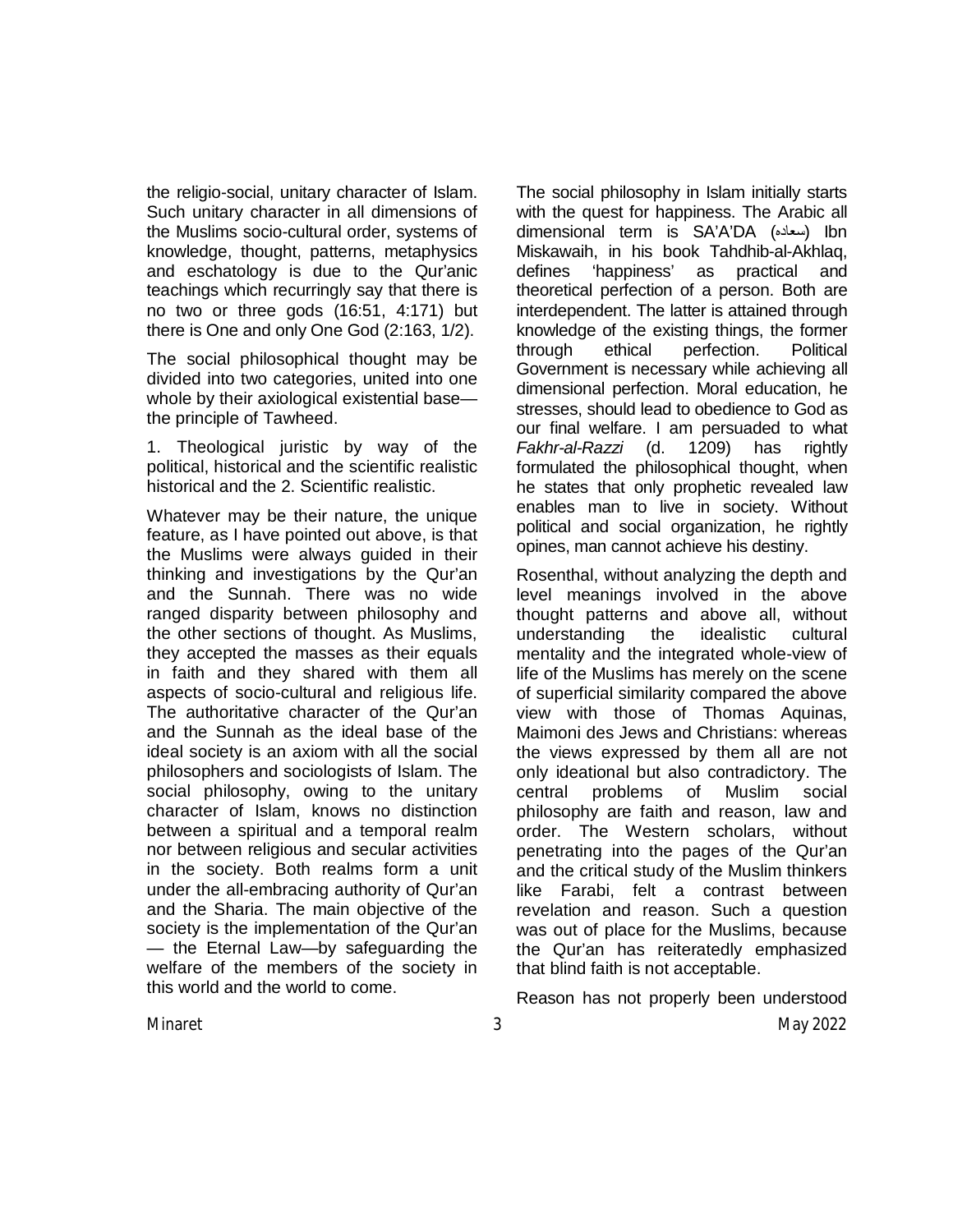the religio-social, unitary character of Islam. Such unitary character in all dimensions of the Muslims socio-cultural order, systems of knowledge, thought, patterns, metaphysics and eschatology is due to the Qur'anic teachings which recurringly say that there is no two or three gods (16:51, 4:171) but there is One and only One God (2:163, 1/2).

The social philosophical thought may be divided into two categories, united into one whole by their axiological existential base—the principle of Tawheed.

1. Theological juristic by way of the political, historical and the scientific realistic historical and the 2. Scientific realistic.

Whatever may be their nature, the unique feature, as I have pointed out above, is that the Muslims were always guided in their thinking and investigations by the Qur'an and the Sunnah. There was no wide ranged disparity between philosophy and the other sections of thought. As Muslims, they accepted the masses as their equals in faith and they shared with them all aspects of socio-cultural and religious life. The authoritative character of the Qur'an and the Sunnah as the ideal base of the ideal society is an axiom with all the social philosophers and sociologists of Islam. The social philosophy, owing to the unitary character of Islam, knows no distinction between a spiritual and a temporal realm nor between religious and secular activities in the society. Both realms form a unit under the all-embracing authority of Qur'an and the Sharia. The main objective of the society is the implementation of the Qur'an — the Eternal Law—by safeguarding the welfare of the members of the society in this world and the world to come.

The social philosophy in Islam initially starts with the quest for happiness. The Arabic all dimensional term is SA'A'DA (سعاده) Ibn Miskawaih, in his book Tahdhib-al-Akhlaq, defines 'happiness' as practical and theoretical perfection of a person. Both are interdependent. The latter is attained through knowledge of the existing things, the former through ethical perfection. Political Government is necessary while achieving all dimensional perfection. Moral education, he stresses, should lead to obedience to God as our final welfare. I am persuaded to what *Fakhr-al-Razzi* (d. 1209) has rightly formulated the philosophical thought, when he states that only prophetic revealed law enables man to live in society. Without political and social organization, he rightly opines, man cannot achieve his destiny.

Rosenthal, without analyzing the depth and level meanings involved in the above thought patterns and above all, without understanding the idealistic cultural mentality and the integrated whole-view of life of the Muslims has merely on the scene of superficial similarity compared the above view with those of Thomas Aquinas, Maimoni des Jews and Christians: whereas the views expressed by them all are not only ideational but also contradictory. The central problems of Muslim social philosophy are faith and reason, law and order. The Western scholars, without penetrating into the pages of the Qur'an and the critical study of the Muslim thinkers like Farabi, felt a contrast between revelation and reason. Such a question was out of place for the Muslims, because the Qur'an has reiteratedly emphasized that blind faith is not acceptable.

Reason has not properly been understood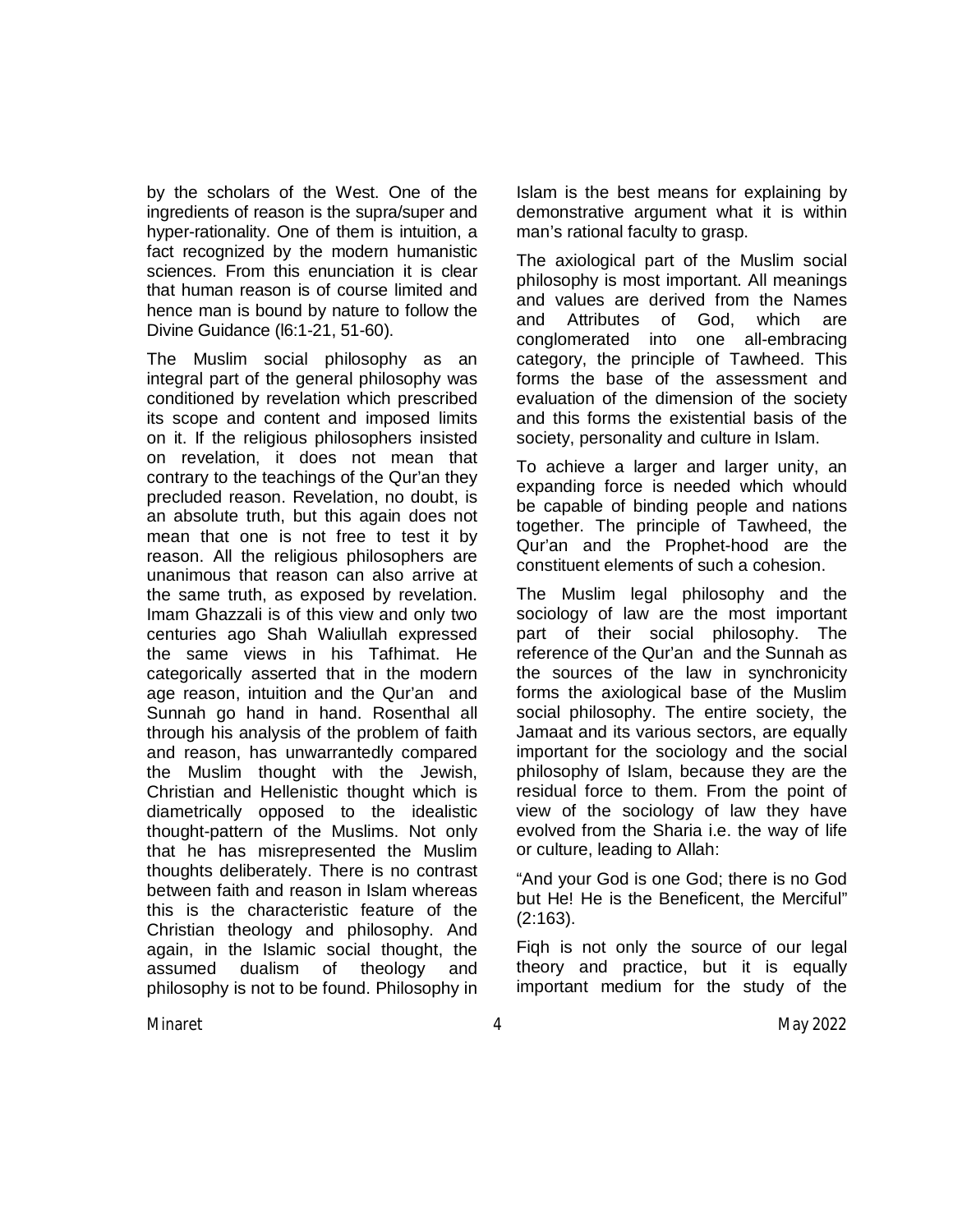by the scholars of the West. One of the ingredients of reason is the supra/super and hyper-rationality. One of them is intuition, a fact recognized by the modern humanistic sciences. From this enunciation it is clear that human reason is of course limited and hence man is bound by nature to follow the Divine Guidance (l6:1-21, 51-60).

The Muslim social philosophy as an integral part of the general philosophy was conditioned by revelation which prescribed its scope and content and imposed limits on it. If the religious philosophers insisted on revelation, it does not mean that contrary to the teachings of the Qur'an they precluded reason. Revelation, no doubt, is an absolute truth, but this again does not mean that one is not free to test it by reason. All the religious philosophers are unanimous that reason can also arrive at the same truth, as exposed by revelation. Imam Ghazzali is of this view and only two centuries ago Shah Waliullah expressed the same views in his Tafhimat. He categorically asserted that in the modern age reason, intuition and the Qur'an and Sunnah go hand in hand. Rosenthal all through his analysis of the problem of faith and reason, has unwarrantedly compared the Muslim thought with the Jewish, Christian and Hellenistic thought which is diametrically opposed to the idealistic thought-pattern of the Muslims. Not only that he has misrepresented the Muslim thoughts deliberately. There is no contrast between faith and reason in Islam whereas this is the characteristic feature of the Christian theology and philosophy. And again, in the Islamic social thought, the assumed dualism of theology and philosophy is not to be found. Philosophy in Islam is the best means for explaining by demonstrative argument what it is within man's rational faculty to grasp.

The axiological part of the Muslim social philosophy is most important. All meanings and values are derived from the Names and Attributes of God, which are conglomerated into one all-embracing category, the principle of Tawheed. This forms the base of the assessment and evaluation of the dimension of the society and this forms the existential basis of the society, personality and culture in Islam.

To achieve a larger and larger unity, an expanding force is needed which whould be capable of binding people and nations together. The principle of Tawheed, the Qur'an and the Prophet-hood are the constituent elements of such a cohesion.

The Muslim legal philosophy and the sociology of law are the most important part of their social philosophy. The reference of the Qur'an and the Sunnah as the sources of the law in synchronicity forms the axiological base of the Muslim social philosophy. The entire society, the Jamaat and its various sectors, are equally important for the sociology and the social philosophy of Islam, because they are the residual force to them. From the point of view of the sociology of law they have evolved from the Sharia i.e. the way of life or culture, leading to Allah:

"And your God is one God; there is no God but He! He is the Beneficent, the Merciful" (2:163).

Fiqh is not only the source of our legal theory and practice, but it is equally important medium for the study of the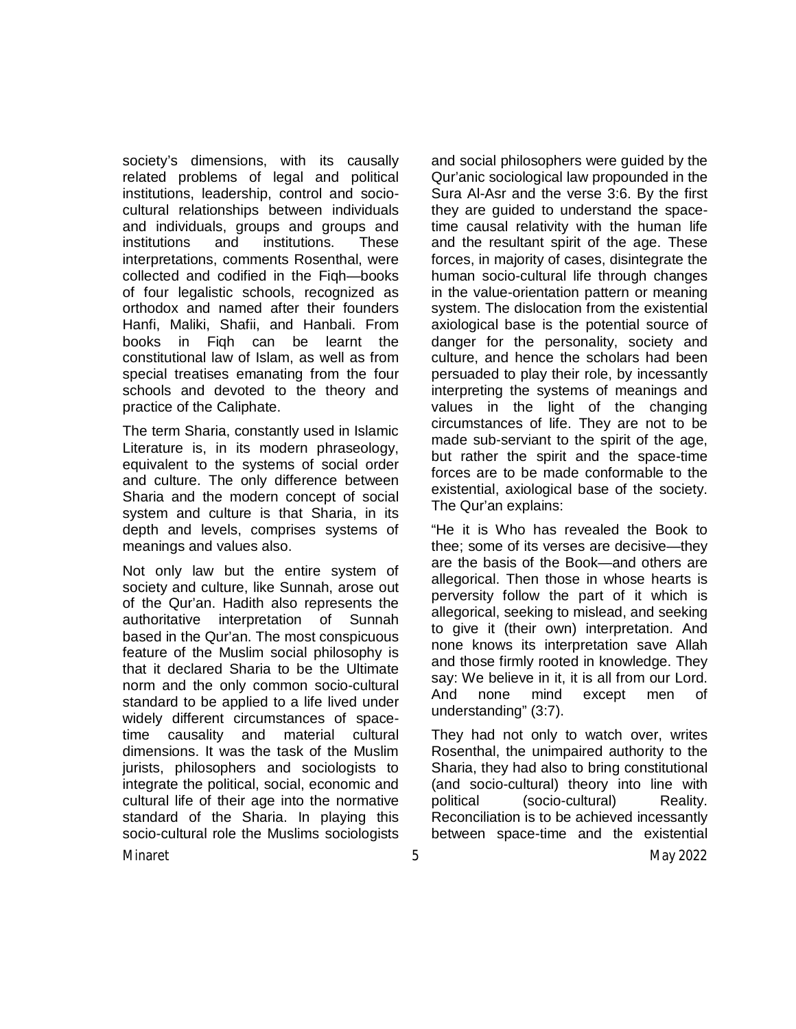society's dimensions, with its causally related problems of legal and political institutions, leadership, control and socio-cultural relationships between individuals and individuals, groups and groups and institutions and institutions. These interpretations, comments Rosenthal, were collected and codified in the Fiqh—books of four legalistic schools, recognized as orthodox and named after their founders Hanfi, Maliki, Shafii, and Hanbali. From books in Fiqh can be learnt the constitutional law of Islam, as well as from special treatises emanating from the four schools and devoted to the theory and practice of the Caliphate.

The term Sharia, constantly used in Islamic Literature is, in its modern phraseology, equivalent to the systems of social order and culture. The only difference between Sharia and the modern concept of social system and culture is that Sharia, in its depth and levels, comprises systems of meanings and values also.

Not only law but the entire system of society and culture, like Sunnah, arose out of the Qur'an. Hadith also represents the authoritative interpretation of Sunnah based in the Qur'an. The most conspicuous feature of the Muslim social philosophy is that it declared Sharia to be the Ultimate norm and the only common socio-cultural standard to be applied to a life lived under widely different circumstances of space-time causality and material cultural dimensions. It was the task of the Muslim jurists, philosophers and sociologists to integrate the political, social, economic and cultural life of their age into the normative standard of the Sharia. In playing this socio-cultural role the Muslims sociologists and social philosophers were guided by the Qur'anic sociological law propounded in the Sura Al-Asr and the verse 3:6. By the first they are guided to understand the space-time causal relativity with the human life and the resultant spirit of the age. These forces, in majority of cases, disintegrate the human socio-cultural life through changes in the value-orientation pattern or meaning system. The dislocation from the existential axiological base is the potential source of danger for the personality, society and culture, and hence the scholars had been persuaded to play their role, by incessantly interpreting the systems of meanings and values in the light of the changing circumstances of life. They are not to be made sub-serviant to the spirit of the age, but rather the spirit and the space-time forces are to be made conformable to the existential, axiological base of the society. The Qur'an explains:

"He it is Who has revealed the Book to thee; some of its verses are decisive—they are the basis of the Book—and others are allegorical. Then those in whose hearts is perversity follow the part of it which is allegorical, seeking to mislead, and seeking to give it (their own) interpretation. And none knows its interpretation save Allah and those firmly rooted in knowledge. They say: We believe in it, it is all from our Lord. And none mind except men of understanding" (3:7).

They had not only to watch over, writes Rosenthal, the unimpaired authority to the Sharia, they had also to bring constitutional (and socio-cultural) theory into line with political (socio-cultural) Reality. Reconciliation is to be achieved incessantly between space-time and the existential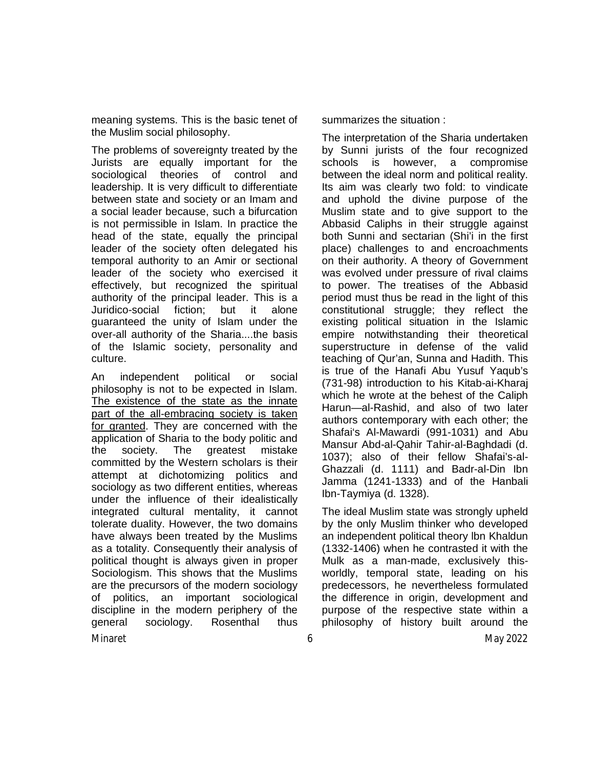meaning systems. This is the basic tenet of the Muslim social philosophy.

The problems of sovereignty treated by the Jurists are equally important for the sociological theories of control and leadership. It is very difficult to differentiate between state and society or an Imam and a social leader because, such a bifurcation is not permissible in Islam. In practice the head of the state, equally the principal leader of the society often delegated his temporal authority to an Amir or sectional leader of the society who exercised it effectively, but recognized the spiritual authority of the principal leader. This is a Juridico-social fiction; but it alone guaranteed the unity of Islam under the over-all authority of the Sharia....the basis of the Islamic society, personality and culture.

An independent political or social philosophy is not to be expected in Islam. <u>The existence of the state as the innate part of the all-embracing society is taken for granted</u>. They are concerned with the application of Sharia to the body politic and the society. The greatest mistake committed by the Western scholars is their attempt at dichotomizing politics and sociology as two different entities, whereas under the influence of their idealistically integrated cultural mentality, it cannot tolerate duality. However, the two domains have always been treated by the Muslims as a totality. Consequently their analysis of political thought is always given in proper Sociologism. This shows that the Muslims are the precursors of the modern sociology of politics, an important sociological discipline in the modern periphery of the general sociology. Rosenthal thus summarizes the situation :

The interpretation of the Sharia undertaken by Sunni jurists of the four recognized schools is however, a compromise between the ideal norm and political reality. Its aim was clearly two fold: to vindicate and uphold the divine purpose of the Muslim state and to give support to the Abbasid Caliphs in their struggle against both Sunni and sectarian (Shi'i in the first place) challenges to and encroachments on their authority. A theory of Government was evolved under pressure of rival claims to power. The treatises of the Abbasid period must thus be read in the light of this constitutional struggle; they reflect the existing political situation in the Islamic empire notwithstanding their theoretical superstructure in defense of the valid teaching of Qur'an, Sunna and Hadith. This is true of the Hanafi Abu Yusuf Yaqub's (731-98) introduction to his Kitab-ai-Kharaj which he wrote at the behest of the Caliph Harun—al-Rashid, and also of two later authors contemporary with each other; the Shafai's Al-Mawardi (991-1031) and Abu Mansur Abd-al-Qahir Tahir-al-Baghdadi (d. 1037); also of their fellow Shafai's-al-Ghazzali (d. 1111) and Badr-al-Din Ibn Jamma (1241-1333) and of the Hanbali Ibn-Taymiya (d. 1328).

The ideal Muslim state was strongly upheld by the only Muslim thinker who developed an independent political theory lbn Khaldun (1332-1406) when he contrasted it with the Mulk as a man-made, exclusively this-worldly, temporal state, leading on his predecessors, he nevertheless formulated the difference in origin, development and purpose of the respective state within a philosophy of history built around the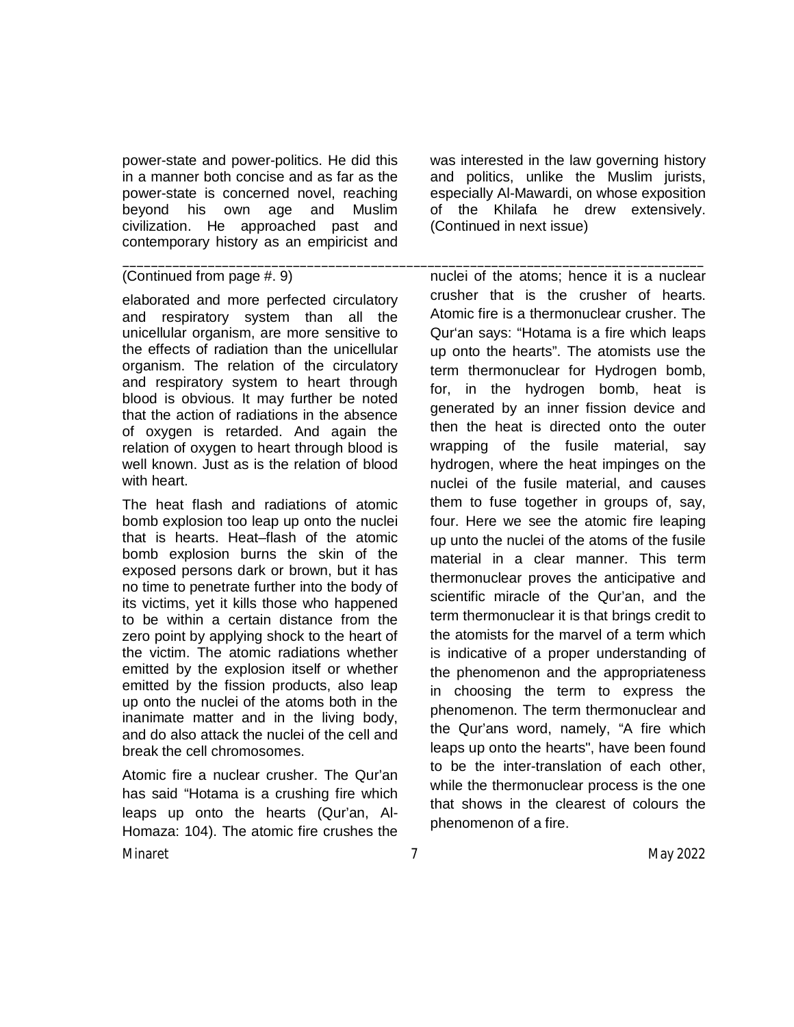power-state and power-politics. He did this in a manner both concise and as far as the power-state is concerned novel, reaching beyond his own age and Muslim civilization. He approached past and contemporary history as an empiricist and was interested in the law governing history and politics, unlike the Muslim jurists, especially Al-Mawardi, on whose exposition of the Khilafa he drew extensively. (Continued in next issue)

---

(Continued from page #. 9)

elaborated and more perfected circulatory and respiratory system than all the unicellular organism, are more sensitive to the effects of radiation than the unicellular organism. The relation of the circulatory and respiratory system to heart through blood is obvious. It may further be noted that the action of radiations in the absence of oxygen is retarded. And again the relation of oxygen to heart through blood is well known. Just as is the relation of blood with heart.

The heat flash and radiations of atomic bomb explosion too leap up onto the nuclei that is hearts. Heat–flash of the atomic bomb explosion burns the skin of the exposed persons dark or brown, but it has no time to penetrate further into the body of its victims, yet it kills those who happened to be within a certain distance from the zero point by applying shock to the heart of the victim. The atomic radiations whether emitted by the explosion itself or whether emitted by the fission products, also leap up onto the nuclei of the atoms both in the inanimate matter and in the living body, and do also attack the nuclei of the cell and break the cell chromosomes.

Atomic fire a nuclear crusher. The Qur'an has said "Hotama is a crushing fire which leaps up onto the hearts (Qur'an, Al-Homaza: 104). The atomic fire crushes the nuclei of the atoms; hence it is a nuclear crusher that is the crusher of hearts. Atomic fire is a thermonuclear crusher. The Qur'an says: "Hotama is a fire which leaps up onto the hearts". The atomists use the term thermonuclear for Hydrogen bomb, for, in the hydrogen bomb, heat is generated by an inner fission device and then the heat is directed onto the outer wrapping of the fusile material, say hydrogen, where the heat impinges on the nuclei of the fusile material, and causes them to fuse together in groups of, say, four. Here we see the atomic fire leaping up unto the nuclei of the atoms of the fusile material in a clear manner. This term thermonuclear proves the anticipative and scientific miracle of the Qur'an, and the term thermonuclear it is that brings credit to the atomists for the marvel of a term which is indicative of a proper understanding of the phenomenon and the appropriateness in choosing the term to express the phenomenon. The term thermonuclear and the Qur'ans word, namely, "A fire which leaps up onto the hearts", have been found to be the inter-translation of each other, while the thermonuclear process is the one that shows in the clearest of colours the phenomenon of a fire.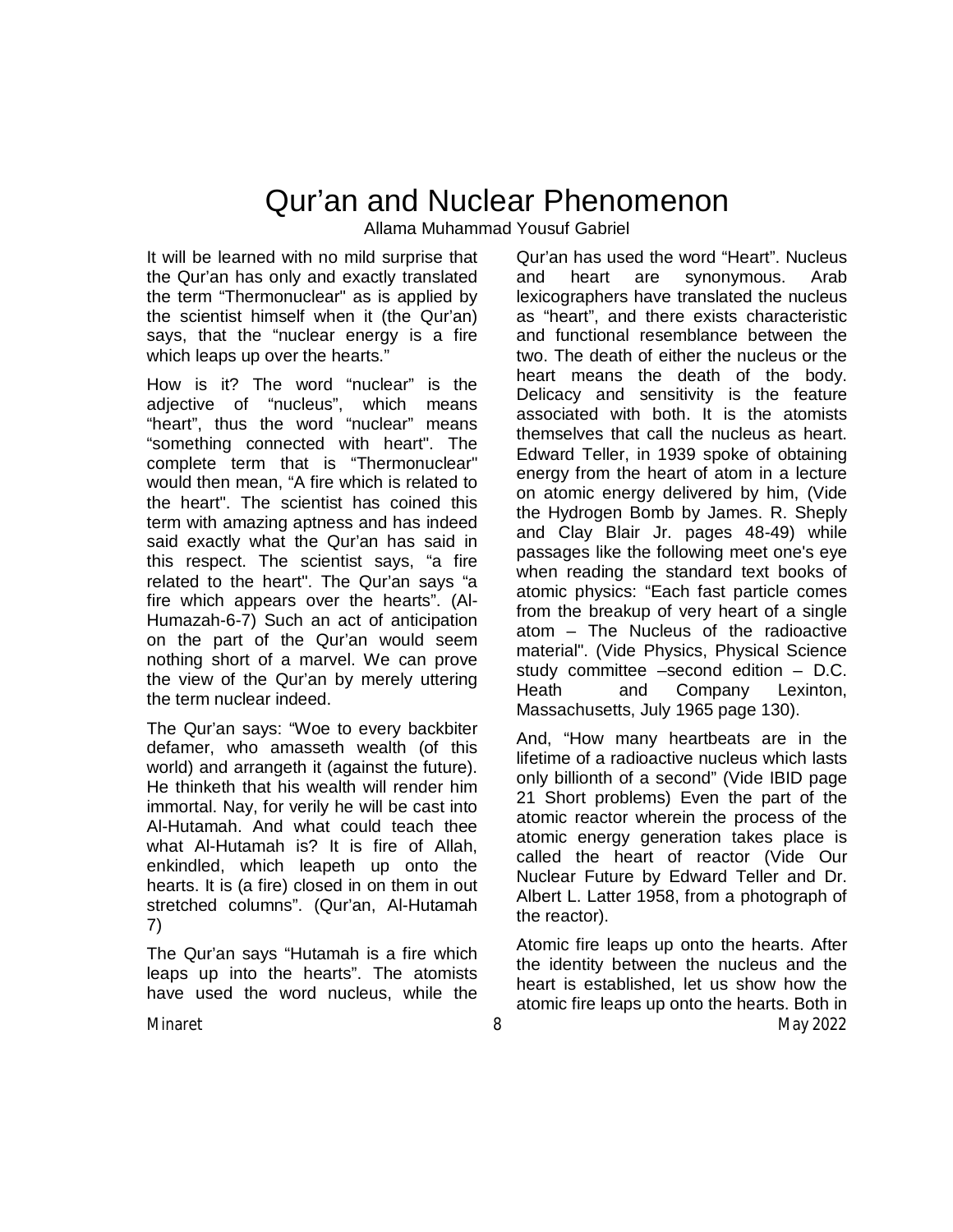# Qur'an and Nuclear Phenomenon

Allama Muhammad Yousuf Gabriel

It will be learned with no mild surprise that the Qur'an has only and exactly translated the term "Thermonuclear" as is applied by the scientist himself when it (the Qur'an) says, that the "nuclear energy is a fire which leaps up over the hearts."

How is it? The word "nuclear" is the adjective of "nucleus", which means "heart", thus the word "nuclear" means "something connected with heart". The complete term that is "Thermonuclear" would then mean, "A fire which is related to the heart". The scientist has coined this term with amazing aptness and has indeed said exactly what the Qur'an has said in this respect. The scientist says, "a fire related to the heart". The Qur'an says "a fire which appears over the hearts". (Al-Humazah-6-7) Such an act of anticipation on the part of the Qur'an would seem nothing short of a marvel. We can prove the view of the Qur'an by merely uttering the term nuclear indeed.

The Qur'an says: "Woe to every backbiter defamer, who amasseth wealth (of this world) and arrangeth it (against the future). He thinketh that his wealth will render him immortal. Nay, for verily he will be cast into Al-Hutamah. And what could teach thee what Al-Hutamah is? It is fire of Allah, enkindled, which leapeth up onto the hearts. It is (a fire) closed in on them in out stretched columns". (Qur'an, Al-Hutamah 7)

The Qur'an says "Hutamah is a fire which leaps up into the hearts". The atomists have used the word nucleus, while the Qur'an has used the word "Heart". Nucleus and heart are synonymous. Arab lexicographers have translated the nucleus as "heart", and there exists characteristic and functional resemblance between the two. The death of either the nucleus or the heart means the death of the body. Delicacy and sensitivity is the feature associated with both. It is the atomists themselves that call the nucleus as heart. Edward Teller, in 1939 spoke of obtaining energy from the heart of atom in a lecture on atomic energy delivered by him, (Vide the Hydrogen Bomb by James. R. Sheply and Clay Blair Jr. pages 48-49) while passages like the following meet one's eye when reading the standard text books of atomic physics: "Each fast particle comes from the breakup of very heart of a single atom – The Nucleus of the radioactive material". (Vide Physics, Physical Science study committee –second edition – D.C. Heath and Company Lexinton, Massachusetts, July 1965 page 130).

And, "How many heartbeats are in the lifetime of a radioactive nucleus which lasts only billionth of a second" (Vide IBID page 21 Short problems) Even the part of the atomic reactor wherein the process of the atomic energy generation takes place is called the heart of reactor (Vide Our Nuclear Future by Edward Teller and Dr. Albert L. Latter 1958, from a photograph of the reactor).

Atomic fire leaps up onto the hearts. After the identity between the nucleus and the heart is established, let us show how the atomic fire leaps up onto the hearts. Both in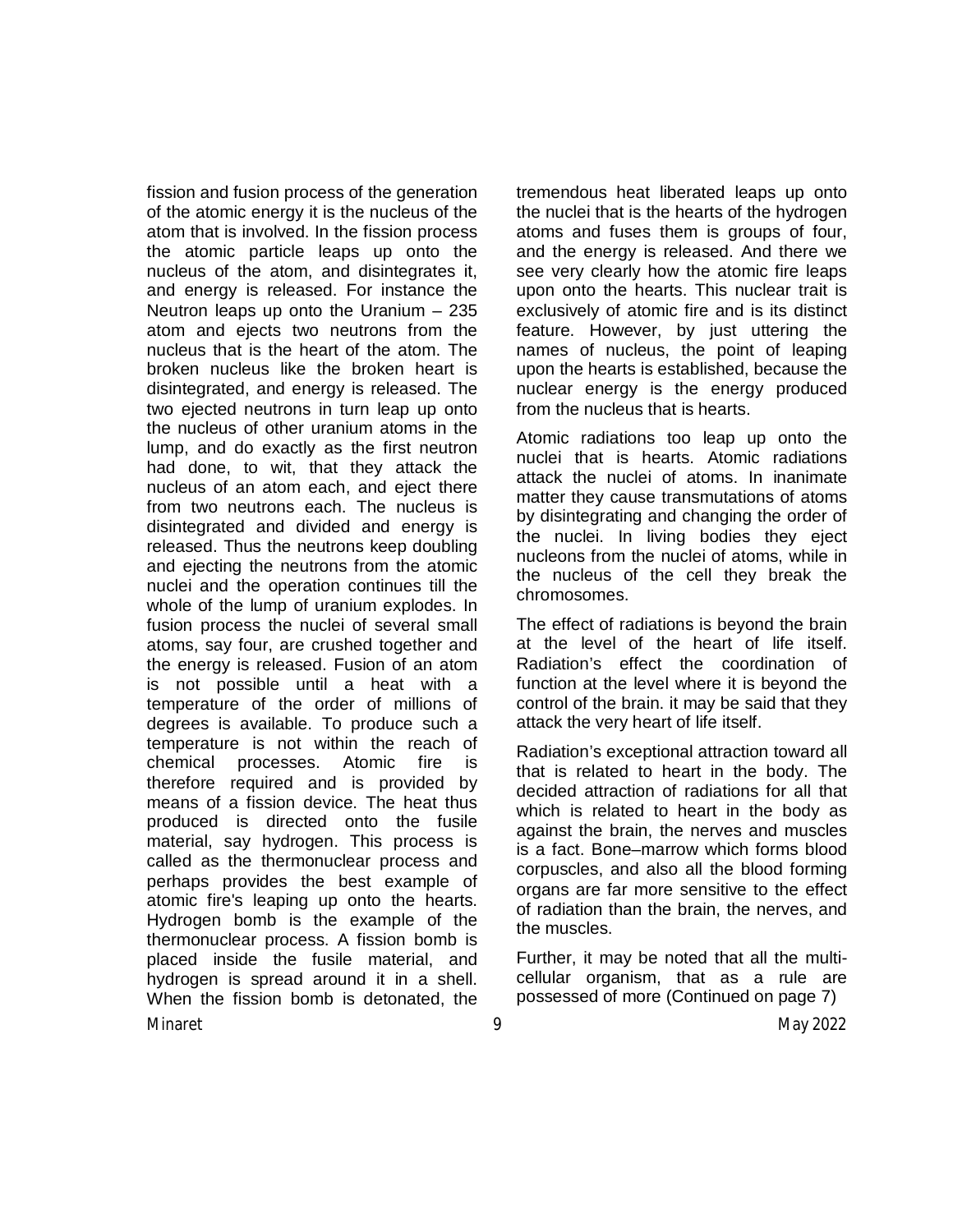fission and fusion process of the generation of the atomic energy it is the nucleus of the atom that is involved. In the fission process the atomic particle leaps up onto the nucleus of the atom, and disintegrates it, and energy is released. For instance the Neutron leaps up onto the Uranium – 235 atom and ejects two neutrons from the nucleus that is the heart of the atom. The broken nucleus like the broken heart is disintegrated, and energy is released. The two ejected neutrons in turn leap up onto the nucleus of other uranium atoms in the lump, and do exactly as the first neutron had done, to wit, that they attack the nucleus of an atom each, and eject there from two neutrons each. The nucleus is disintegrated and divided and energy is released. Thus the neutrons keep doubling and ejecting the neutrons from the atomic nuclei and the operation continues till the whole of the lump of uranium explodes. In fusion process the nuclei of several small atoms, say four, are crushed together and the energy is released. Fusion of an atom is not possible until a heat with a temperature of the order of millions of degrees is available. To produce such a temperature is not within the reach of chemical processes. Atomic fire is therefore required and is provided by means of a fission device. The heat thus produced is directed onto the fusile material, say hydrogen. This process is called as the thermonuclear process and perhaps provides the best example of atomic fire's leaping up onto the hearts. Hydrogen bomb is the example of the thermonuclear process. A fission bomb is placed inside the fusile material, and hydrogen is spread around it in a shell. When the fission bomb is detonated, the tremendous heat liberated leaps up onto the nuclei that is the hearts of the hydrogen atoms and fuses them is groups of four, and the energy is released. And there we see very clearly how the atomic fire leaps upon onto the hearts. This nuclear trait is exclusively of atomic fire and is its distinct feature. However, by just uttering the names of nucleus, the point of leaping upon the hearts is established, because the nuclear energy is the energy produced from the nucleus that is hearts.

Atomic radiations too leap up onto the nuclei that is hearts. Atomic radiations attack the nuclei of atoms. In inanimate matter they cause transmutations of atoms by disintegrating and changing the order of the nuclei. In living bodies they eject nucleons from the nuclei of atoms, while in the nucleus of the cell they break the chromosomes.

The effect of radiations is beyond the brain at the level of the heart of life itself. Radiation's effect the coordination of function at the level where it is beyond the control of the brain. it may be said that they attack the very heart of life itself.

Radiation's exceptional attraction toward all that is related to heart in the body. The decided attraction of radiations for all that which is related to heart in the body as against the brain, the nerves and muscles is a fact. Bone–marrow which forms blood corpuscles, and also all the blood forming organs are far more sensitive to the effect of radiation than the brain, the nerves, and the muscles.

Further, it may be noted that all the multi-cellular organism, that as a rule are possessed of more (Continued on page 7)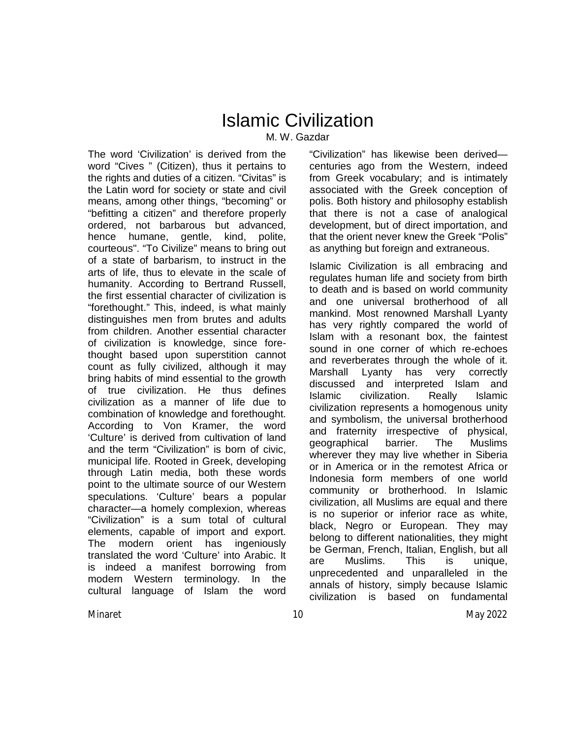# Islamic Civilization

M. W. Gazdar

The word 'Civilization' is derived from the word "Cives " (Citizen), thus it pertains to the rights and duties of a citizen. "Civitas" is the Latin word for society or state and civil means, among other things, "becoming" or "befitting a citizen" and therefore properly ordered, not barbarous but advanced, hence humane, gentle, kind, polite, courteous". "To Civilize" means to bring out of a state of barbarism, to instruct in the arts of life, thus to elevate in the scale of humanity. According to Bertrand Russell, the first essential character of civilization is "forethought." This, indeed, is what mainly distinguishes men from brutes and adults from children. Another essential character of civilization is knowledge, since fore-thought based upon superstition cannot count as fully civilized, although it may bring habits of mind essential to the growth of true civilization. He thus defines civilization as a manner of life due to combination of knowledge and forethought. According to Von Kramer, the word 'Culture' is derived from cultivation of land and the term "Civilization" is born of civic, municipal life. Rooted in Greek, developing through Latin media, both these words point to the ultimate source of our Western speculations. 'Culture' bears a popular character—a homely complexion, whereas "Civilization" is a sum total of cultural elements, capable of import and export. The modern orient has ingeniously translated the word 'Culture' into Arabic. It is indeed a manifest borrowing from modern Western terminology. In the cultural language of Islam the word "Civilization" has likewise been derived—centuries ago from the Western, indeed from Greek vocabulary; and is intimately associated with the Greek conception of polis. Both history and philosophy establish that there is not a case of analogical development, but of direct importation, and that the orient never knew the Greek "Polis" as anything but foreign and extraneous.

Islamic Civilization is all embracing and regulates human life and society from birth to death and is based on world community and one universal brotherhood of all mankind. Most renowned Marshall Lyanty has very rightly compared the world of Islam with a resonant box, the faintest sound in one corner of which re-echoes and reverberates through the whole of it. Marshall Lyanty has very correctly discussed and interpreted Islam and Islamic civilization. Really Islamic civilization represents a homogenous unity and symbolism, the universal brotherhood and fraternity irrespective of physical, geographical barrier. The Muslims wherever they may live whether in Siberia or in America or in the remotest Africa or Indonesia form members of one world community or brotherhood. In Islamic civilization, all Muslims are equal and there is no superior or inferior race as white, black, Negro or European. They may belong to different nationalities, they might be German, French, Italian, English, but all are Muslims. This is unique, unprecedented and unparalleled in the annals of history, simply because Islamic civilization is based on fundamental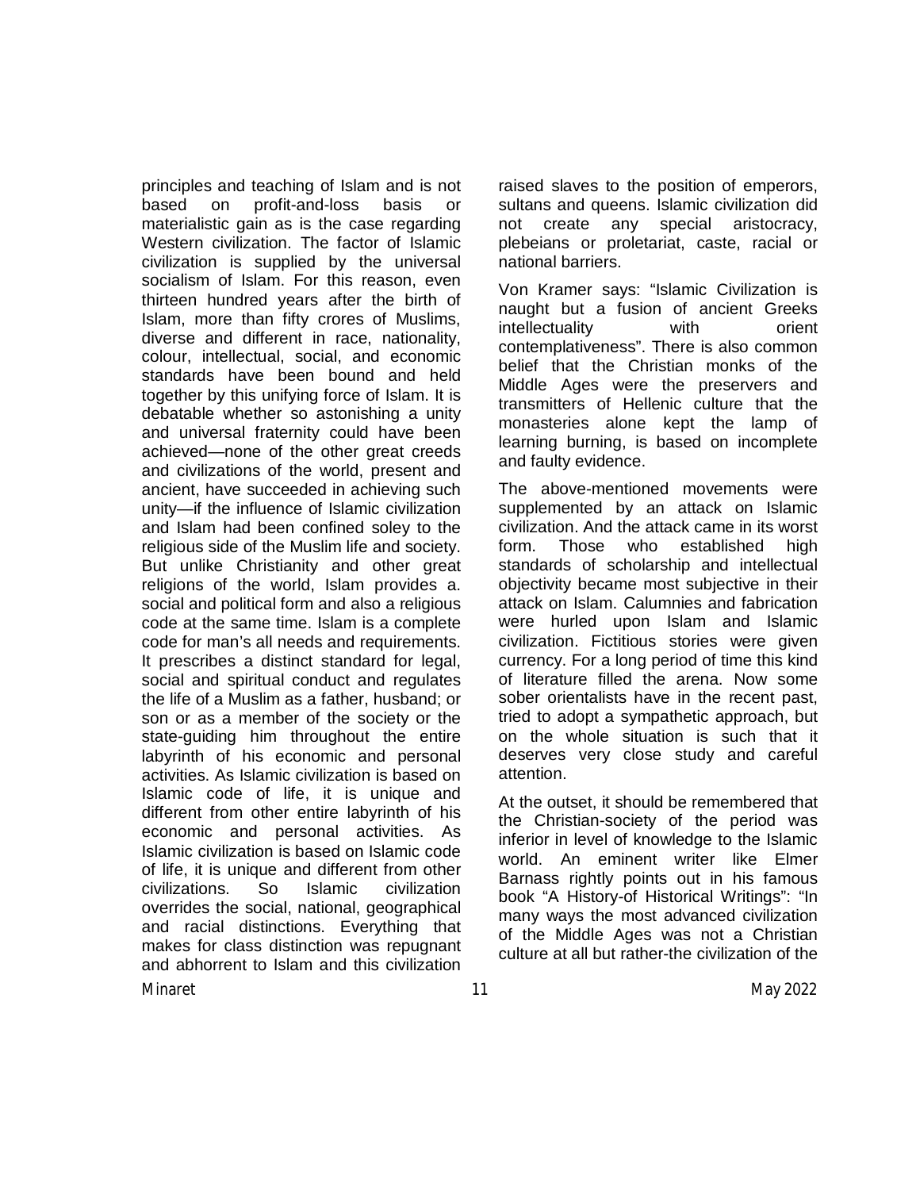principles and teaching of Islam and is not based on profit-and-loss basis or materialistic gain as is the case regarding Western civilization. The factor of Islamic civilization is supplied by the universal socialism of Islam. For this reason, even thirteen hundred years after the birth of Islam, more than fifty crores of Muslims, diverse and different in race, nationality, colour, intellectual, social, and economic standards have been bound and held together by this unifying force of Islam. It is debatable whether so astonishing a unity and universal fraternity could have been achieved—none of the other great creeds and civilizations of the world, present and ancient, have succeeded in achieving such unity—if the influence of Islamic civilization and Islam had been confined soley to the religious side of the Muslim life and society. But unlike Christianity and other great religions of the world, Islam provides a. social and political form and also a religious code at the same time. Islam is a complete code for man's all needs and requirements. It prescribes a distinct standard for legal, social and spiritual conduct and regulates the life of a Muslim as a father, husband; or son or as a member of the society or the state-guiding him throughout the entire labyrinth of his economic and personal activities. As Islamic civilization is based on Islamic code of life, it is unique and different from other entire labyrinth of his economic and personal activities. As Islamic civilization is based on Islamic code of life, it is unique and different from other civilizations. So Islamic civilization overrides the social, national, geographical and racial distinctions. Everything that makes for class distinction was repugnant and abhorrent to Islam and this civilization raised slaves to the position of emperors, sultans and queens. Islamic civilization did not create any special aristocracy, plebeians or proletariat, caste, racial or national barriers.

Von Kramer says: "Islamic Civilization is naught but a fusion of ancient Greeks intellectuality with orient contemplativeness". There is also common belief that the Christian monks of the Middle Ages were the preservers and transmitters of Hellenic culture that the monasteries alone kept the lamp of learning burning, is based on incomplete and faulty evidence.

The above-mentioned movements were supplemented by an attack on Islamic civilization. And the attack came in its worst form. Those who established high standards of scholarship and intellectual objectivity became most subjective in their attack on Islam. Calumnies and fabrication were hurled upon Islam and Islamic civilization. Fictitious stories were given currency. For a long period of time this kind of literature filled the arena. Now some sober orientalists have in the recent past, tried to adopt a sympathetic approach, but on the whole situation is such that it deserves very close study and careful attention.

At the outset, it should be remembered that the Christian-society of the period was inferior in level of knowledge to the Islamic world. An eminent writer like Elmer Barnass rightly points out in his famous book "A History-of Historical Writings": "In many ways the most advanced civilization of the Middle Ages was not a Christian culture at all but rather-the civilization of the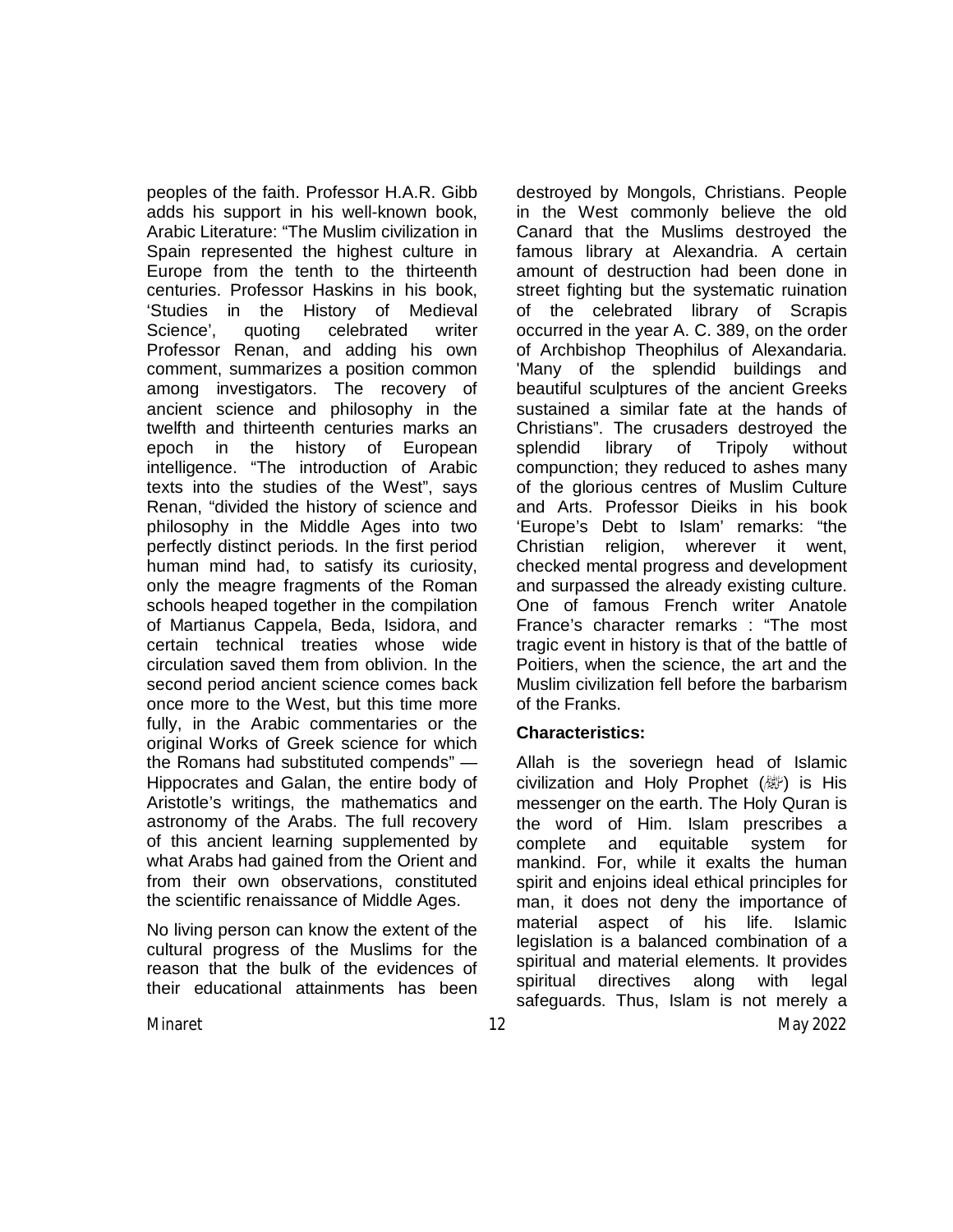peoples of the faith. Professor H.A.R. Gibb adds his support in his well-known book, Arabic Literature: "The Muslim civilization in Spain represented the highest culture in Europe from the tenth to the thirteenth centuries. Professor Haskins in his book, 'Studies in the History of Medieval Science', quoting celebrated writer Professor Renan, and adding his own comment, summarizes a position common among investigators. The recovery of ancient science and philosophy in the twelfth and thirteenth centuries marks an epoch in the history of European intelligence. "The introduction of Arabic texts into the studies of the West", says Renan, "divided the history of science and philosophy in the Middle Ages into two perfectly distinct periods. In the first period human mind had, to satisfy its curiosity, only the meagre fragments of the Roman schools heaped together in the compilation of Martianus Cappela, Beda, Isidora, and certain technical treaties whose wide circulation saved them from oblivion. In the second period ancient science comes back once more to the West, but this time more fully, in the Arabic commentaries or the original Works of Greek science for which the Romans had substituted compends" — Hippocrates and Galan, the entire body of Aristotle's writings, the mathematics and astronomy of the Arabs. The full recovery of this ancient learning supplemented by what Arabs had gained from the Orient and from their own observations, constituted the scientific renaissance of Middle Ages.

No living person can know the extent of the cultural progress of the Muslims for the reason that the bulk of the evidences of their educational attainments has been destroyed by Mongols, Christians. People in the West commonly believe the old Canard that the Muslims destroyed the famous library at Alexandria. A certain amount of destruction had been done in street fighting but the systematic ruination of the celebrated library of Scrapis occurred in the year A. C. 389, on the order of Archbishop Theophilus of Alexandaria. 'Many of the splendid buildings and beautiful sculptures of the ancient Greeks sustained a similar fate at the hands of Christians". The crusaders destroyed the splendid library of Tripoly without compunction; they reduced to ashes many of the glorious centres of Muslim Culture and Arts. Professor Dieiks in his book 'Europe's Debt to Islam' remarks: "the Christian religion, wherever it went, checked mental progress and development and surpassed the already existing culture. One of famous French writer Anatole France's character remarks : "The most tragic event in history is that of the battle of Poitiers, when the science, the art and the Muslim civilization fell before the barbarism of the Franks.

**Characteristics:**

Allah is the soveriegn head of Islamic civilization and Holy Prophet (ﷺ) is His messenger on the earth. The Holy Quran is the word of Him. Islam prescribes a complete and equitable system for mankind. For, while it exalts the human spirit and enjoins ideal ethical principles for man, it does not deny the importance of material aspect of his life. Islamic legislation is a balanced combination of a spiritual and material elements. It provides spiritual directives along with legal safeguards. Thus, Islam is not merely a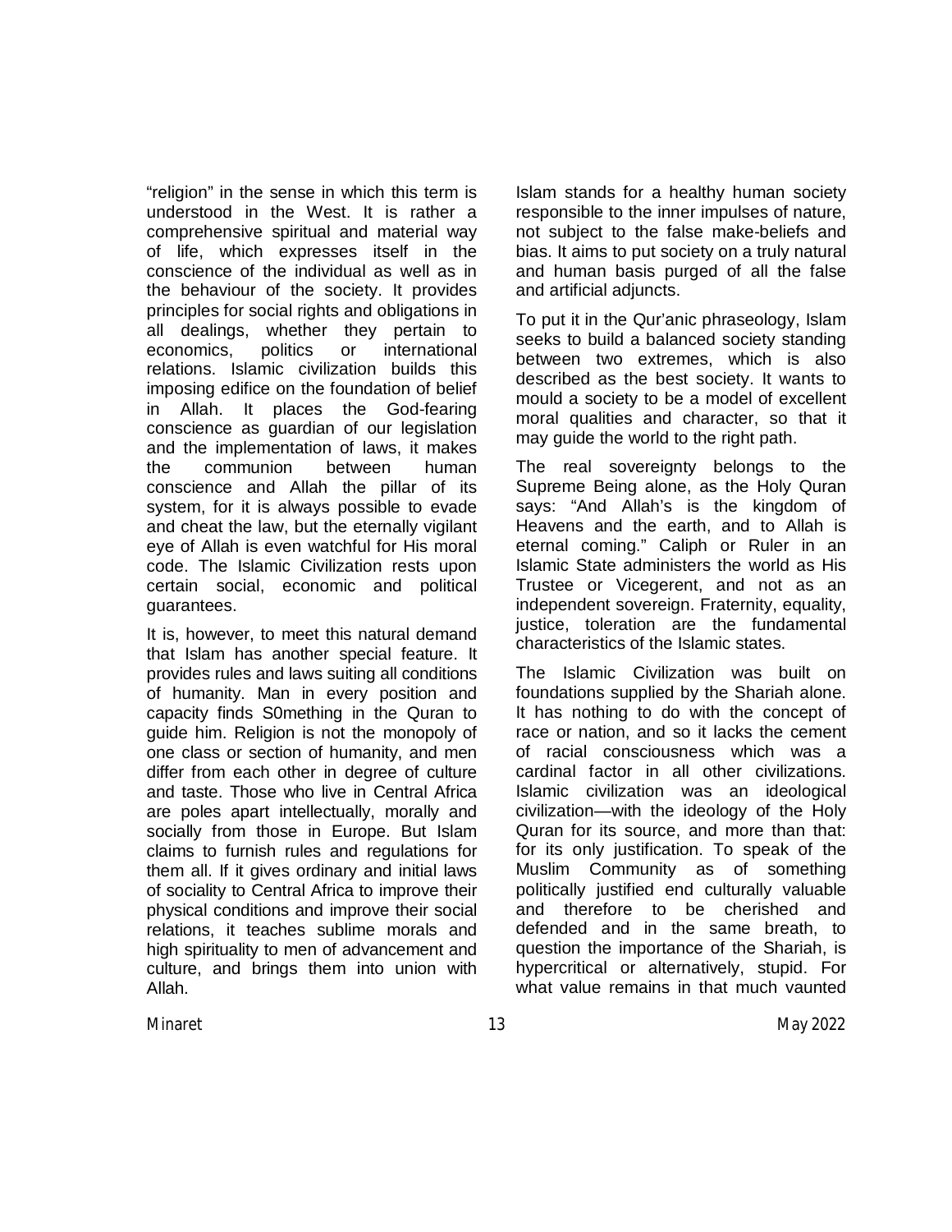"religion" in the sense in which this term is understood in the West. It is rather a comprehensive spiritual and material way of life, which expresses itself in the conscience of the individual as well as in the behaviour of the society. It provides principles for social rights and obligations in all dealings, whether they pertain to economics, politics or international relations. Islamic civilization builds this imposing edifice on the foundation of belief in Allah. It places the God-fearing conscience as guardian of our legislation and the implementation of laws, it makes the communion between human conscience and Allah the pillar of its system, for it is always possible to evade and cheat the law, but the eternally vigilant eye of Allah is even watchful for His moral code. The Islamic Civilization rests upon certain social, economic and political guarantees.

It is, however, to meet this natural demand that Islam has another special feature. It provides rules and laws suiting all conditions of humanity. Man in every position and capacity finds S0mething in the Quran to guide him. Religion is not the monopoly of one class or section of humanity, and men differ from each other in degree of culture and taste. Those who live in Central Africa are poles apart intellectually, morally and socially from those in Europe. But Islam claims to furnish rules and regulations for them all. If it gives ordinary and initial laws of sociality to Central Africa to improve their physical conditions and improve their social relations, it teaches sublime morals and high spirituality to men of advancement and culture, and brings them into union with Allah.

Islam stands for a healthy human society responsible to the inner impulses of nature, not subject to the false make-beliefs and bias. It aims to put society on a truly natural and human basis purged of all the false and artificial adjuncts.

To put it in the Qur'anic phraseology, Islam seeks to build a balanced society standing between two extremes, which is also described as the best society. It wants to mould a society to be a model of excellent moral qualities and character, so that it may guide the world to the right path.

The real sovereignty belongs to the Supreme Being alone, as the Holy Quran says: "And Allah's is the kingdom of Heavens and the earth, and to Allah is eternal coming." Caliph or Ruler in an Islamic State administers the world as His Trustee or Vicegerent, and not as an independent sovereign. Fraternity, equality, justice, toleration are the fundamental characteristics of the Islamic states.

The Islamic Civilization was built on foundations supplied by the Shariah alone. It has nothing to do with the concept of race or nation, and so it lacks the cement of racial consciousness which was a cardinal factor in all other civilizations. Islamic civilization was an ideological civilization—with the ideology of the Holy Quran for its source, and more than that: for its only justification. To speak of the Muslim Community as of something politically justified end culturally valuable and therefore to be cherished and defended and in the same breath, to question the importance of the Shariah, is hypercritical or alternatively, stupid. For what value remains in that much vaunted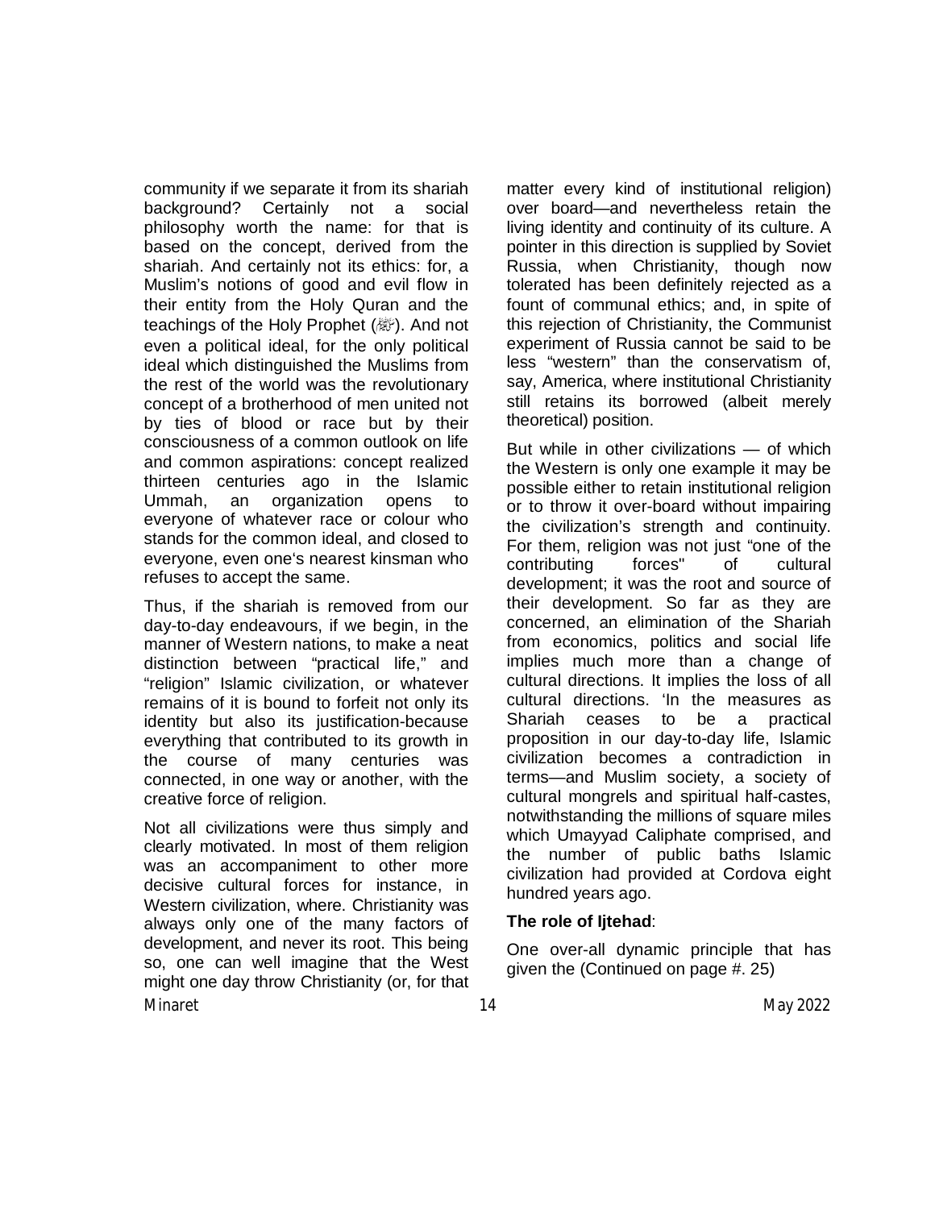community if we separate it from its shariah background? Certainly not a social philosophy worth the name: for that is based on the concept, derived from the shariah. And certainly not its ethics: for, a Muslim's notions of good and evil flow in their entity from the Holy Quran and the teachings of the Holy Prophet (ﷺ). And not even a political ideal, for the only political ideal which distinguished the Muslims from the rest of the world was the revolutionary concept of a brotherhood of men united not by ties of blood or race but by their consciousness of a common outlook on life and common aspirations: concept realized thirteen centuries ago in the Islamic Ummah, an organization opens to everyone of whatever race or colour who stands for the common ideal, and closed to everyone, even one's nearest kinsman who refuses to accept the same.

Thus, if the shariah is removed from our day-to-day endeavours, if we begin, in the manner of Western nations, to make a neat distinction between "practical life," and "religion" Islamic civilization, or whatever remains of it is bound to forfeit not only its identity but also its justification-because everything that contributed to its growth in the course of many centuries was connected, in one way or another, with the creative force of religion.

Not all civilizations were thus simply and clearly motivated. In most of them religion was an accompaniment to other more decisive cultural forces for instance, in Western civilization, where. Christianity was always only one of the many factors of development, and never its root. This being so, one can well imagine that the West might one day throw Christianity (or, for that matter every kind of institutional religion) over board—and nevertheless retain the living identity and continuity of its culture. A pointer in this direction is supplied by Soviet Russia, when Christianity, though now tolerated has been definitely rejected as a fount of communal ethics; and, in spite of this rejection of Christianity, the Communist experiment of Russia cannot be said to be less "western" than the conservatism of, say, America, where institutional Christianity still retains its borrowed (albeit merely theoretical) position.

But while in other civilizations — of which the Western is only one example it may be possible either to retain institutional religion or to throw it over-board without impairing the civilization's strength and continuity. For them, religion was not just "one of the contributing forces" of cultural development; it was the root and source of their development. So far as they are concerned, an elimination of the Shariah from economics, politics and social life implies much more than a change of cultural directions. It implies the loss of all cultural directions. 'In the measures as Shariah ceases to be a practical proposition in our day-to-day life, Islamic civilization becomes a contradiction in terms—and Muslim society, a society of cultural mongrels and spiritual half-castes, notwithstanding the millions of square miles which Umayyad Caliphate comprised, and the number of public baths Islamic civilization had provided at Cordova eight hundred years ago.

**The role of Ijtehad**:

One over-all dynamic principle that has given the (Continued on page #. 25)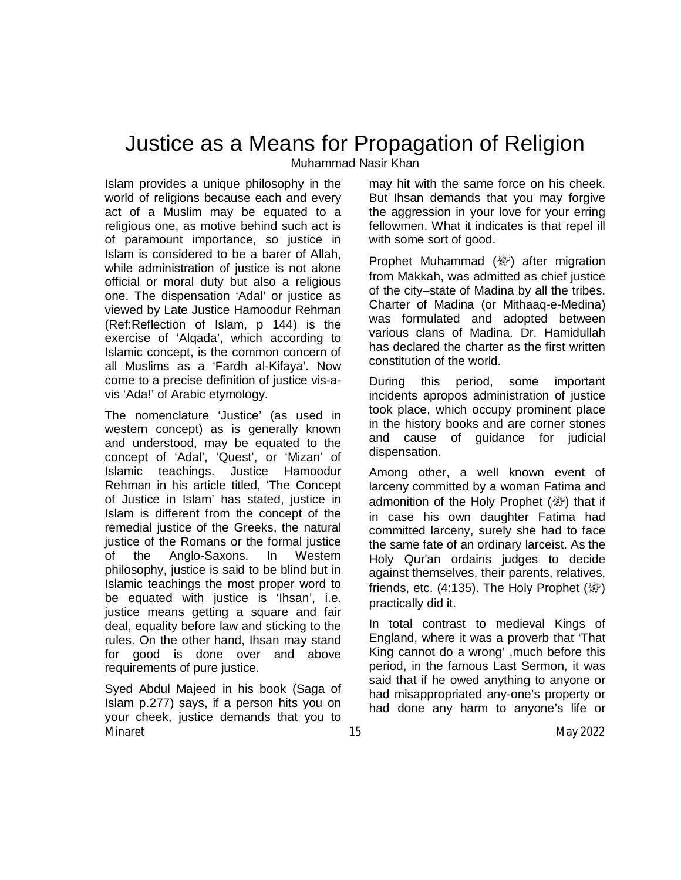# Justice as a Means for Propagation of Religion

Muhammad Nasir Khan

Islam provides a unique philosophy in the world of religions because each and every act of a Muslim may be equated to a religious one, as motive behind such act is of paramount importance, so justice in Islam is considered to be a barer of Allah, while administration of justice is not alone official or moral duty but also a religious one. The dispensation 'Adal' or justice as viewed by Late Justice Hamoodur Rehman (Ref:Reflection of Islam, p 144) is the exercise of 'Alqada', which according to Islamic concept, is the common concern of all Muslims as a 'Fardh al-Kifaya'. Now come to a precise definition of justice vis-a-vis 'Ada!' of Arabic etymology.

The nomenclature 'Justice' (as used in western concept) as is generally known and understood, may be equated to the concept of 'Adal', 'Quest', or 'Mizan' of Islamic teachings. Justice Hamoodur Rehman in his article titled, 'The Concept of Justice in Islam' has stated, justice in Islam is different from the concept of the remedial justice of the Greeks, the natural justice of the Romans or the formal justice of the Anglo-Saxons. In Western philosophy, justice is said to be blind but in Islamic teachings the most proper word to be equated with justice is 'Ihsan', i.e. justice means getting a square and fair deal, equality before law and sticking to the rules. On the other hand, Ihsan may stand for good is done over and above requirements of pure justice.

Syed Abdul Majeed in his book (Saga of Islam p.277) says, if a person hits you on your cheek, justice demands that you to may hit with the same force on his cheek. But Ihsan demands that you may forgive the aggression in your love for your erring fellowmen. What it indicates is that repel ill with some sort of good.

Prophet Muhammad (ﷺ) after migration from Makkah, was admitted as chief justice of the city–state of Madina by all the tribes. Charter of Madina (or Mithaaq-e-Medina) was formulated and adopted between various clans of Madina. Dr. Hamidullah has declared the charter as the first written constitution of the world.

During this period, some important incidents apropos administration of justice took place, which occupy prominent place in the history books and are corner stones and cause of guidance for judicial dispensation.

Among other, a well known event of larceny committed by a woman Fatima and admonition of the Holy Prophet (ﷺ) that if in case his own daughter Fatima had committed larceny, surely she had to face the same fate of an ordinary larceist. As the Holy Qur'an ordains judges to decide against themselves, their parents, relatives, friends, etc. (4:135). The Holy Prophet (ﷺ) practically did it.

In total contrast to medieval Kings of England, where it was a proverb that 'That King cannot do a wrong' ,much before this period, in the famous Last Sermon, it was said that if he owed anything to anyone or had misappropriated any-one's property or had done any harm to anyone's life or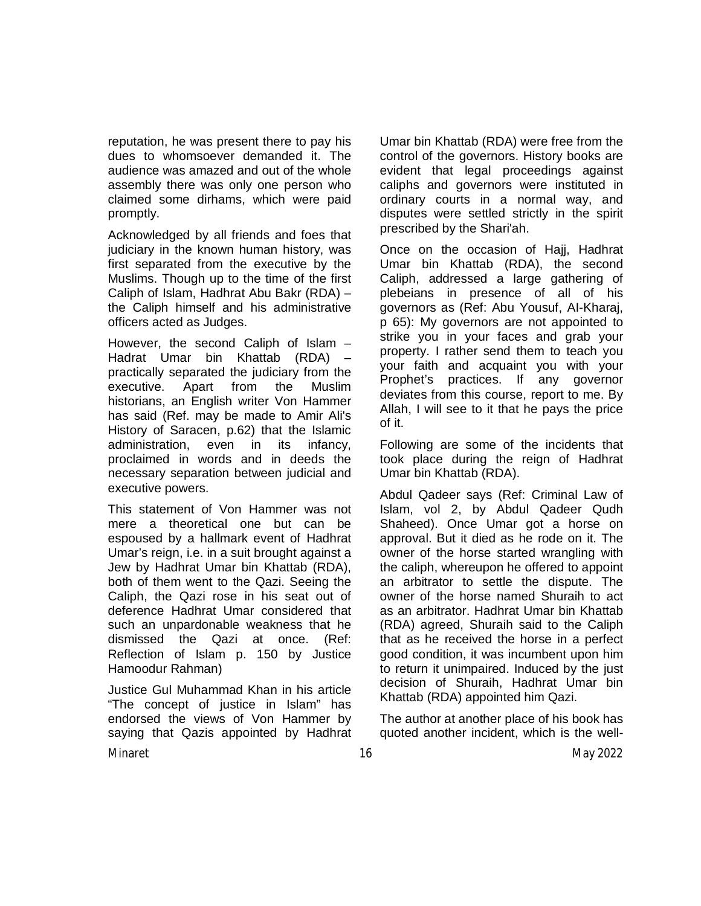reputation, he was present there to pay his dues to whomsoever demanded it. The audience was amazed and out of the whole assembly there was only one person who claimed some dirhams, which were paid promptly.

Acknowledged by all friends and foes that judiciary in the known human history, was first separated from the executive by the Muslims. Though up to the time of the first Caliph of Islam, Hadhrat Abu Bakr (RDA) – the Caliph himself and his administrative officers acted as Judges.

However, the second Caliph of Islam – Hadrat Umar bin Khattab (RDA) – practically separated the judiciary from the executive. Apart from the Muslim historians, an English writer Von Hammer has said (Ref. may be made to Amir Ali's History of Saracen, p.62) that the Islamic administration, even in its infancy, proclaimed in words and in deeds the necessary separation between judicial and executive powers.

This statement of Von Hammer was not mere a theoretical one but can be espoused by a hallmark event of Hadhrat Umar's reign, i.e. in a suit brought against a Jew by Hadhrat Umar bin Khattab (RDA), both of them went to the Qazi. Seeing the Caliph, the Qazi rose in his seat out of deference Hadhrat Umar considered that such an unpardonable weakness that he dismissed the Qazi at once. (Ref: Reflection of Islam p. 150 by Justice Hamoodur Rahman)

Justice Gul Muhammad Khan in his article "The concept of justice in Islam" has endorsed the views of Von Hammer by saying that Qazis appointed by Hadhrat Umar bin Khattab (RDA) were free from the control of the governors. History books are evident that legal proceedings against caliphs and governors were instituted in ordinary courts in a normal way, and disputes were settled strictly in the spirit prescribed by the Shari'ah.

Once on the occasion of Hajj, Hadhrat Umar bin Khattab (RDA), the second Caliph, addressed a large gathering of plebeians in presence of all of his governors as (Ref: Abu Yousuf, Al-Kharaj, p 65): My governors are not appointed to strike you in your faces and grab your property. I rather send them to teach you your faith and acquaint you with your Prophet's practices. If any governor deviates from this course, report to me. By Allah, I will see to it that he pays the price of it.

Following are some of the incidents that took place during the reign of Hadhrat Umar bin Khattab (RDA).

Abdul Qadeer says (Ref: Criminal Law of Islam, vol 2, by Abdul Qadeer Qudh Shaheed). Once Umar got a horse on approval. But it died as he rode on it. The owner of the horse started wrangling with the caliph, whereupon he offered to appoint an arbitrator to settle the dispute. The owner of the horse named Shuraih to act as an arbitrator. Hadhrat Umar bin Khattab (RDA) agreed, Shuraih said to the Caliph that as he received the horse in a perfect good condition, it was incumbent upon him to return it unimpaired. Induced by the just decision of Shuraih, Hadhrat Umar bin Khattab (RDA) appointed him Qazi.

The author at another place of his book has quoted another incident, which is the well-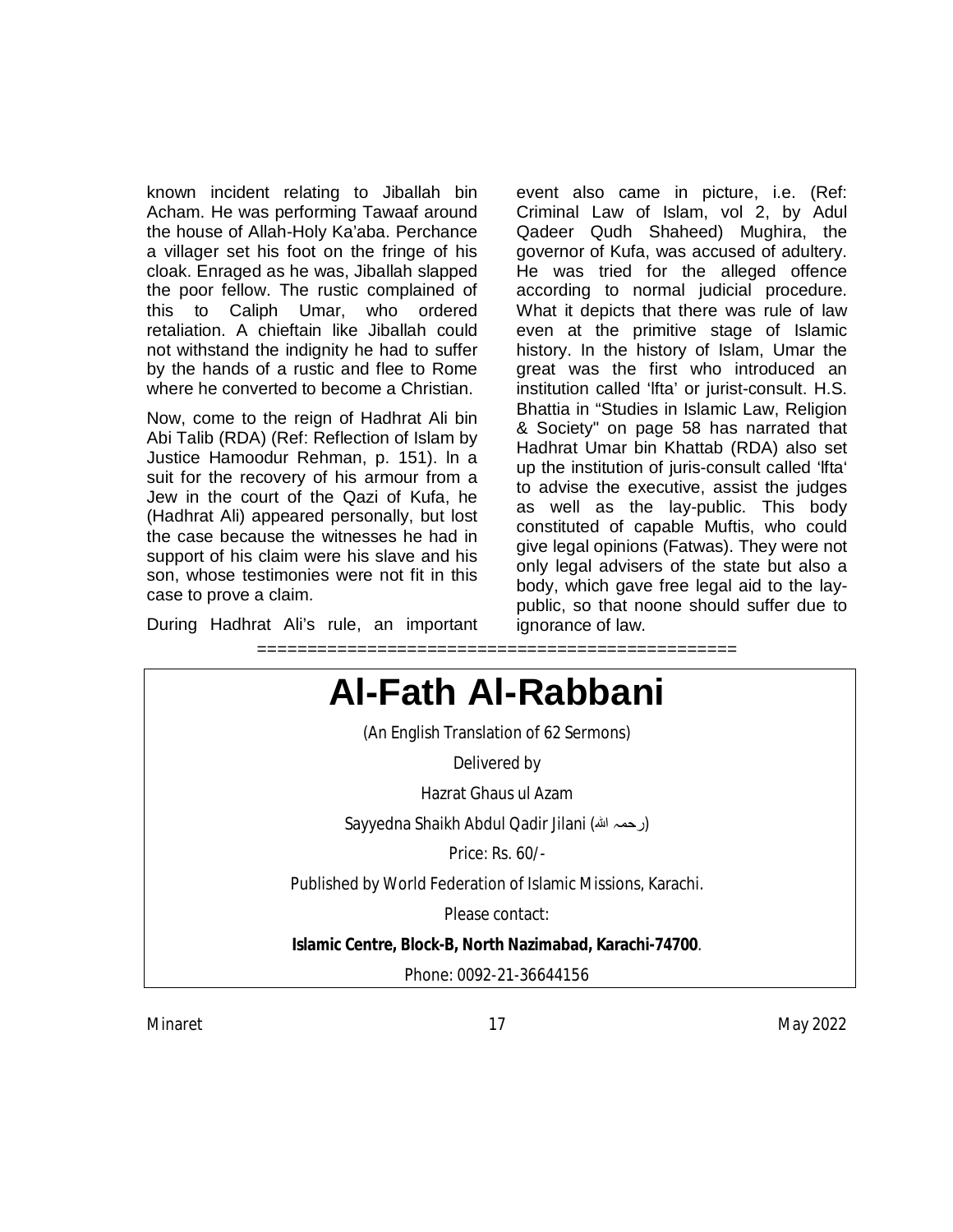known incident relating to Jiballah bin Acham. He was performing Tawaaf around the house of Allah-Holy Ka'aba. Perchance a villager set his foot on the fringe of his cloak. Enraged as he was, Jiballah slapped the poor fellow. The rustic complained of this to Caliph Umar, who ordered retaliation. A chieftain like Jiballah could not withstand the indignity he had to suffer by the hands of a rustic and flee to Rome where he converted to become a Christian.

Now, come to the reign of Hadhrat Ali bin Abi Talib (RDA) (Ref: Reflection of Islam by Justice Hamoodur Rehman, p. 151). ln a suit for the recovery of his armour from a Jew in the court of the Qazi of Kufa, he (Hadhrat Ali) appeared personally, but lost the case because the witnesses he had in support of his claim were his slave and his son, whose testimonies were not fit in this case to prove a claim.

During Hadhrat Ali's rule, an important event also came in picture, i.e. (Ref: Criminal Law of Islam, vol 2, by Adul Qadeer Qudh Shaheed) Mughira, the governor of Kufa, was accused of adultery. He was tried for the alleged offence according to normal judicial procedure. What it depicts that there was rule of law even at the primitive stage of Islamic history. In the history of Islam, Umar the great was the first who introduced an institution called 'lfta' or jurist-consult. H.S. Bhattia in "Studies in Islamic Law, Religion & Society" on page 58 has narrated that Hadhrat Umar bin Khattab (RDA) also set up the institution of juris-consult called 'lfta' to advise the executive, assist the judges as well as the lay-public. This body constituted of capable Muftis, who could give legal opinions (Fatwas). They were not only legal advisers of the state but also a body, which gave free legal aid to the lay-public, so that noone should suffer due to ignorance of law.

===============================================

# Al-Fath Al-Rabbani

(An English Translation of 62 Sermons)

Delivered by

Hazrat Ghaus ul Azam

Sayyedna Shaikh Abdul Qadir Jilani (رحمہ اللہ)

Price: Rs. 60/-

Published by World Federation of Islamic Missions, Karachi.

Please contact:

**Islamic Centre, Block-B, North Nazimabad, Karachi-74700**.

Phone: 0092-21-36644156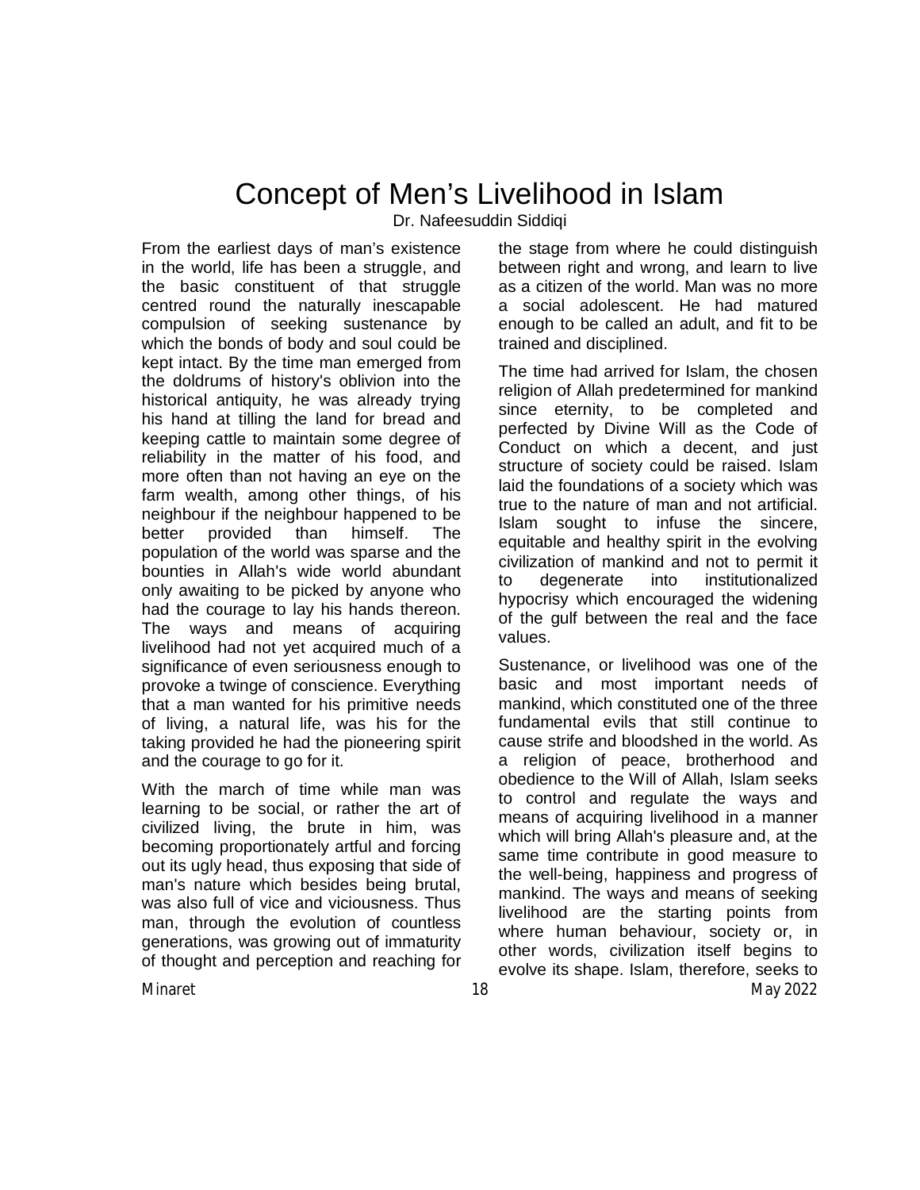# Concept of Men's Livelihood in Islam

Dr. Nafeesuddin Siddiqi

From the earliest days of man's existence in the world, life has been a struggle, and the basic constituent of that struggle centred round the naturally inescapable compulsion of seeking sustenance by which the bonds of body and soul could be kept intact. By the time man emerged from the doldrums of history's oblivion into the historical antiquity, he was already trying his hand at tilling the land for bread and keeping cattle to maintain some degree of reliability in the matter of his food, and more often than not having an eye on the farm wealth, among other things, of his neighbour if the neighbour happened to be better provided than himself. The population of the world was sparse and the bounties in Allah's wide world abundant only awaiting to be picked by anyone who had the courage to lay his hands thereon. The ways and means of acquiring livelihood had not yet acquired much of a significance of even seriousness enough to provoke a twinge of conscience. Everything that a man wanted for his primitive needs of living, a natural life, was his for the taking provided he had the pioneering spirit and the courage to go for it.

With the march of time while man was learning to be social, or rather the art of civilized living, the brute in him, was becoming proportionately artful and forcing out its ugly head, thus exposing that side of man's nature which besides being brutal, was also full of vice and viciousness. Thus man, through the evolution of countless generations, was growing out of immaturity of thought and perception and reaching for the stage from where he could distinguish between right and wrong, and learn to live as a citizen of the world. Man was no more a social adolescent. He had matured enough to be called an adult, and fit to be trained and disciplined.

The time had arrived for Islam, the chosen religion of Allah predetermined for mankind since eternity, to be completed and perfected by Divine Will as the Code of Conduct on which a decent, and just structure of society could be raised. Islam laid the foundations of a society which was true to the nature of man and not artificial. Islam sought to infuse the sincere, equitable and healthy spirit in the evolving civilization of mankind and not to permit it to degenerate into institutionalized hypocrisy which encouraged the widening of the gulf between the real and the face values.

Sustenance, or livelihood was one of the basic and most important needs of mankind, which constituted one of the three fundamental evils that still continue to cause strife and bloodshed in the world. As a religion of peace, brotherhood and obedience to the Will of Allah, Islam seeks to control and regulate the ways and means of acquiring livelihood in a manner which will bring Allah's pleasure and, at the same time contribute in good measure to the well-being, happiness and progress of mankind. The ways and means of seeking livelihood are the starting points from where human behaviour, society or, in other words, civilization itself begins to evolve its shape. Islam, therefore, seeks to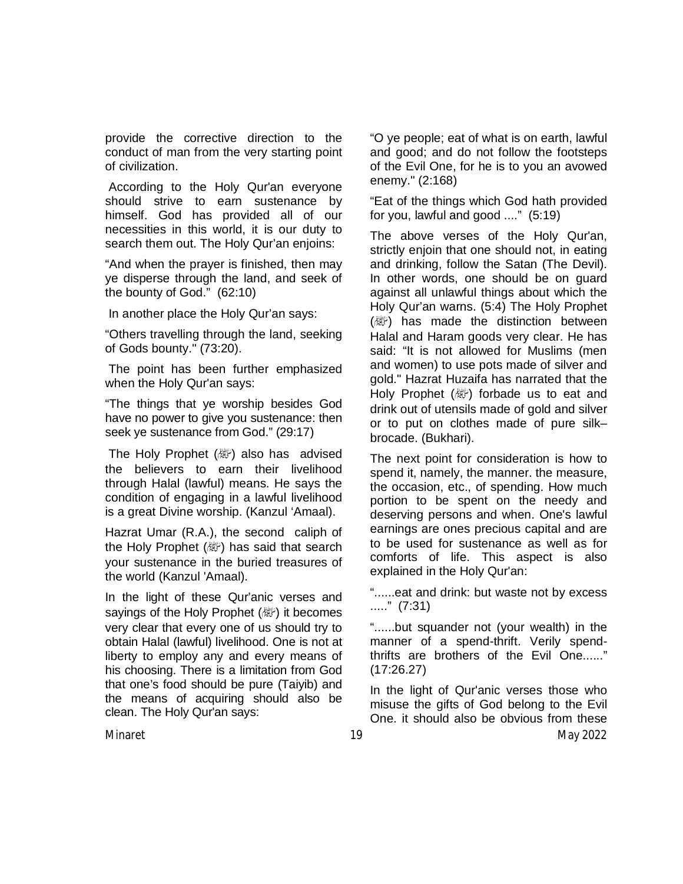provide the corrective direction to the conduct of man from the very starting point of civilization.

According to the Holy Qur'an everyone should strive to earn sustenance by himself. God has provided all of our necessities in this world, it is our duty to search them out. The Holy Qur'an enjoins:

"And when the prayer is finished, then may ye disperse through the land, and seek of the bounty of God." (62:10)

In another place the Holy Qur'an says:

"Others travelling through the land, seeking of Gods bounty." (73:20).

The point has been further emphasized when the Holy Qur'an says:

"The things that ye worship besides God have no power to give you sustenance: then seek ye sustenance from God." (29:17)

The Holy Prophet (ﷺ) also has advised the believers to earn their livelihood through Halal (lawful) means. He says the condition of engaging in a lawful livelihood is a great Divine worship. (Kanzul 'Amaal).

Hazrat Umar (R.A.), the second caliph of the Holy Prophet (ﷺ) has said that search your sustenance in the buried treasures of the world (Kanzul 'Amaal).

In the light of these Qur'anic verses and sayings of the Holy Prophet (ﷺ) it becomes very clear that every one of us should try to obtain Halal (lawful) livelihood. One is not at liberty to employ any and every means of his choosing. There is a limitation from God that one's food should be pure (Taiyib) and the means of acquiring should also be clean. The Holy Qur'an says:

"O ye people; eat of what is on earth, lawful and good; and do not follow the footsteps of the Evil One, for he is to you an avowed enemy." (2:168)

"Eat of the things which God hath provided for you, lawful and good ...." (5:19)

The above verses of the Holy Qur'an, strictly enjoin that one should not, in eating and drinking, follow the Satan (The Devil). In other words, one should be on guard against all unlawful things about which the Holy Qur'an warns. (5:4) The Holy Prophet (ﷺ) has made the distinction between Halal and Haram goods very clear. He has said: "It is not allowed for Muslims (men and women) to use pots made of silver and gold." Hazrat Huzaifa has narrated that the Holy Prophet (ﷺ) forbade us to eat and drink out of utensils made of gold and silver or to put on clothes made of pure silk–brocade. (Bukhari).

The next point for consideration is how to spend it, namely, the manner. the measure, the occasion, etc., of spending. How much portion to be spent on the needy and deserving persons and when. One's lawful earnings are ones precious capital and are to be used for sustenance as well as for comforts of life. This aspect is also explained in the Holy Qur'an:

"......eat and drink: but waste not by excess ....." (7:31)

"......but squander not (your wealth) in the manner of a spend-thrift. Verily spend-thrifts are brothers of the Evil One......" (17:26.27)

In the light of Qur'anic verses those who misuse the gifts of God belong to the Evil One. it should also be obvious from these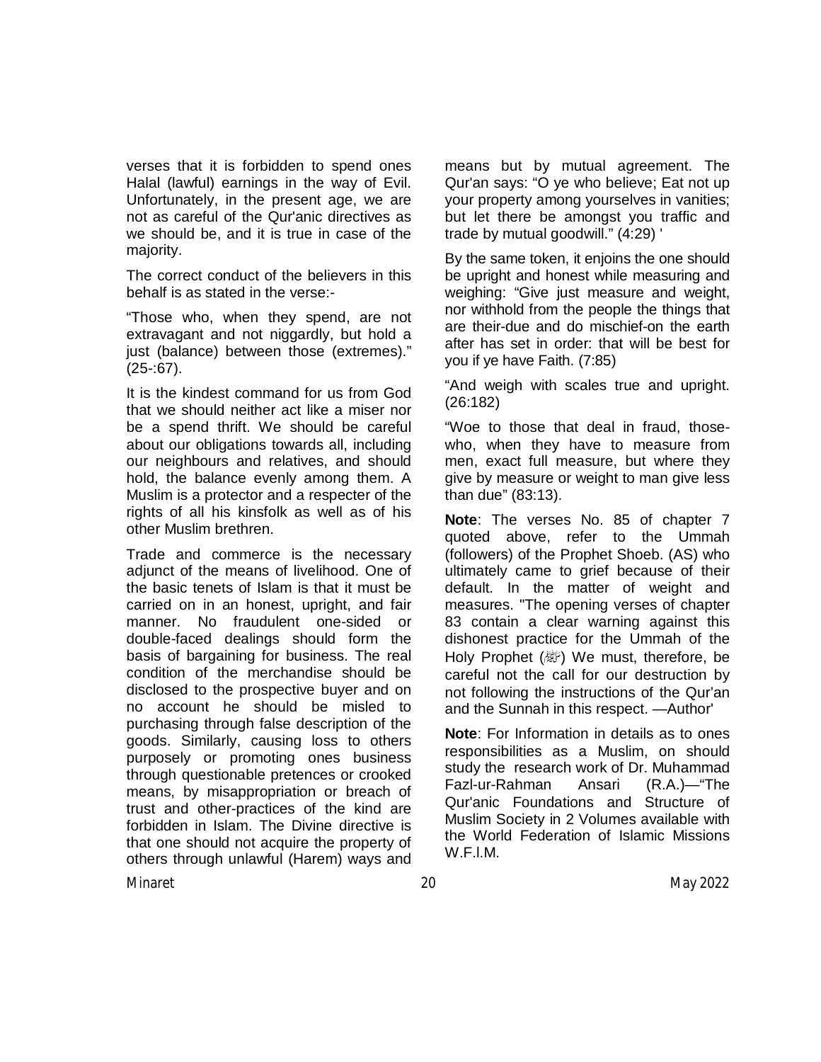verses that it is forbidden to spend ones Halal (lawful) earnings in the way of Evil. Unfortunately, in the present age, we are not as careful of the Qur'anic directives as we should be, and it is true in case of the majority.

The correct conduct of the believers in this behalf is as stated in the verse:-

"Those who, when they spend, are not extravagant and not niggardly, but hold a just (balance) between those (extremes)." (25-:67).

It is the kindest command for us from God that we should neither act like a miser nor be a spend thrift. We should be careful about our obligations towards all, including our neighbours and relatives, and should hold, the balance evenly among them. A Muslim is a protector and a respecter of the rights of all his kinsfolk as well as of his other Muslim brethren.

Trade and commerce is the necessary adjunct of the means of livelihood. One of the basic tenets of Islam is that it must be carried on in an honest, upright, and fair manner. No fraudulent one-sided or double-faced dealings should form the basis of bargaining for business. The real condition of the merchandise should be disclosed to the prospective buyer and on no account he should be misled to purchasing through false description of the goods. Similarly, causing loss to others purposely or promoting ones business through questionable pretences or crooked means, by misappropriation or breach of trust and other-practices of the kind are forbidden in Islam. The Divine directive is that one should not acquire the property of others through unlawful (Harem) ways and means but by mutual agreement. The Qur'an says: "O ye who believe; Eat not up your property among yourselves in vanities; but let there be amongst you traffic and trade by mutual goodwill." (4:29) '

By the same token, it enjoins the one should be upright and honest while measuring and weighing: "Give just measure and weight, nor withhold from the people the things that are their-due and do mischief-on the earth after has set in order: that will be best for you if ye have Faith. (7:85)

"And weigh with scales true and upright. (26:182)

"Woe to those that deal in fraud, those-who, when they have to measure from men, exact full measure, but where they give by measure or weight to man give less than due" (83:13).

**Note**: The verses No. 85 of chapter 7 quoted above, refer to the Ummah (followers) of the Prophet Shoeb. (AS) who ultimately came to grief because of their default. In the matter of weight and measures. "The opening verses of chapter 83 contain a clear warning against this dishonest practice for the Ummah of the Holy Prophet (ﷺ) We must, therefore, be careful not the call for our destruction by not following the instructions of the Qur'an and the Sunnah in this respect. —Author'

**Note**: For Information in details as to ones responsibilities as a Muslim, on should study the research work of Dr. Muhammad Fazl-ur-Rahman Ansari (R.A.)—"The Qur'anic Foundations and Structure of Muslim Society in 2 Volumes available with the World Federation of Islamic Missions W.F.I.M.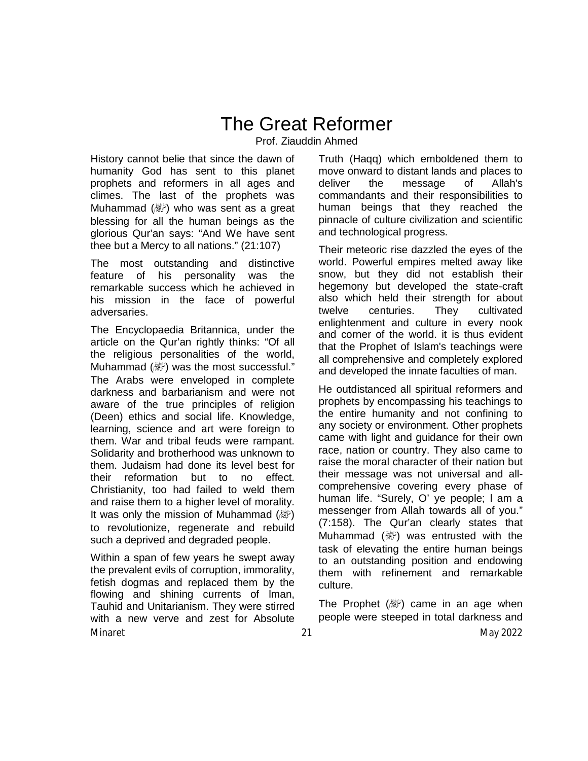# The Great Reformer

Prof. Ziauddin Ahmed

History cannot belie that since the dawn of humanity God has sent to this planet prophets and reformers in all ages and climes. The last of the prophets was Muhammad (ﷺ) who was sent as a great blessing for all the human beings as the glorious Qur'an says: "And We have sent thee but a Mercy to all nations." (21:107)

The most outstanding and distinctive feature of his personality was the remarkable success which he achieved in his mission in the face of powerful adversaries.

The Encyclopaedia Britannica, under the article on the Qur'an rightly thinks: "Of all the religious personalities of the world, Muhammad (ﷺ) was the most successful." The Arabs were enveloped in complete darkness and barbarianism and were not aware of the true principles of religion (Deen) ethics and social life. Knowledge, learning, science and art were foreign to them. War and tribal feuds were rampant. Solidarity and brotherhood was unknown to them. Judaism had done its level best for their reformation but to no effect. Christianity, too had failed to weld them and raise them to a higher level of morality. It was only the mission of Muhammad (ﷺ) to revolutionize, regenerate and rebuild such a deprived and degraded people.

Within a span of few years he swept away the prevalent evils of corruption, immorality, fetish dogmas and replaced them by the flowing and shining currents of Iman, Tauhid and Unitarianism. They were stirred with a new verve and zest for Absolute Truth (Haqq) which emboldened them to move onward to distant lands and places to deliver the message of Allah's commandants and their responsibilities to human beings that they reached the pinnacle of culture civilization and scientific and technological progress.

Their meteoric rise dazzled the eyes of the world. Powerful empires melted away like snow, but they did not establish their hegemony but developed the state-craft also which held their strength for about twelve centuries. They cultivated enlightenment and culture in every nook and corner of the world. it is thus evident that the Prophet of Islam's teachings were all comprehensive and completely explored and developed the innate faculties of man.

He outdistanced all spiritual reformers and prophets by encompassing his teachings to the entire humanity and not confining to any society or environment. Other prophets came with light and guidance for their own race, nation or country. They also came to raise the moral character of their nation but their message was not universal and all-comprehensive covering every phase of human life. "Surely, O' ye people; I am a messenger from Allah towards all of you." (7:158). The Qur'an clearly states that Muhammad (ﷺ) was entrusted with the task of elevating the entire human beings to an outstanding position and endowing them with refinement and remarkable culture.

The Prophet (ﷺ) came in an age when people were steeped in total darkness and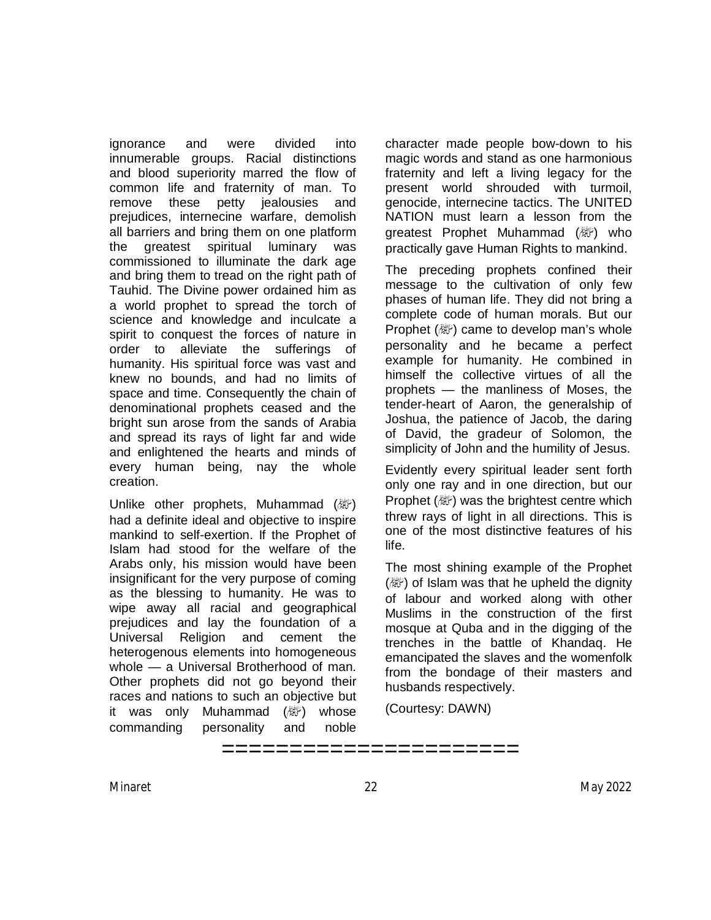ignorance and were divided into innumerable groups. Racial distinctions and blood superiority marred the flow of common life and fraternity of man. To remove these petty jealousies and prejudices, internecine warfare, demolish all barriers and bring them on one platform the greatest spiritual luminary was commissioned to illuminate the dark age and bring them to tread on the right path of Tauhid. The Divine power ordained him as a world prophet to spread the torch of science and knowledge and inculcate a spirit to conquest the forces of nature in order to alleviate the sufferings of humanity. His spiritual force was vast and knew no bounds, and had no limits of space and time. Consequently the chain of denominational prophets ceased and the bright sun arose from the sands of Arabia and spread its rays of light far and wide and enlightened the hearts and minds of every human being, nay the whole creation.

Unlike other prophets, Muhammad (ﷺ) had a definite ideal and objective to inspire mankind to self-exertion. If the Prophet of Islam had stood for the welfare of the Arabs only, his mission would have been insignificant for the very purpose of coming as the blessing to humanity. He was to wipe away all racial and geographical prejudices and lay the foundation of a Universal Religion and cement the heterogenous elements into homogeneous whole — a Universal Brotherhood of man. Other prophets did not go beyond their races and nations to such an objective but it was only Muhammad (ﷺ) whose commanding personality and noble character made people bow-down to his magic words and stand as one harmonious fraternity and left a living legacy for the present world shrouded with turmoil, genocide, internecine tactics. The UNITED NATION must learn a lesson from the greatest Prophet Muhammad (ﷺ) who practically gave Human Rights to mankind.

The preceding prophets confined their message to the cultivation of only few phases of human life. They did not bring a complete code of human morals. But our Prophet (ﷺ) came to develop man's whole personality and he became a perfect example for humanity. He combined in himself the collective virtues of all the prophets — the manliness of Moses, the tender-heart of Aaron, the generalship of Joshua, the patience of Jacob, the daring of David, the gradeur of Solomon, the simplicity of John and the humility of Jesus.

Evidently every spiritual leader sent forth only one ray and in one direction, but our Prophet (ﷺ) was the brightest centre which threw rays of light in all directions. This is one of the most distinctive features of his life.

The most shining example of the Prophet (ﷺ) of Islam was that he upheld the dignity of labour and worked along with other Muslims in the construction of the first mosque at Quba and in the digging of the trenches in the battle of Khandaq. He emancipated the slaves and the womenfolk from the bondage of their masters and husbands respectively.

(Courtesy: DAWN)

====================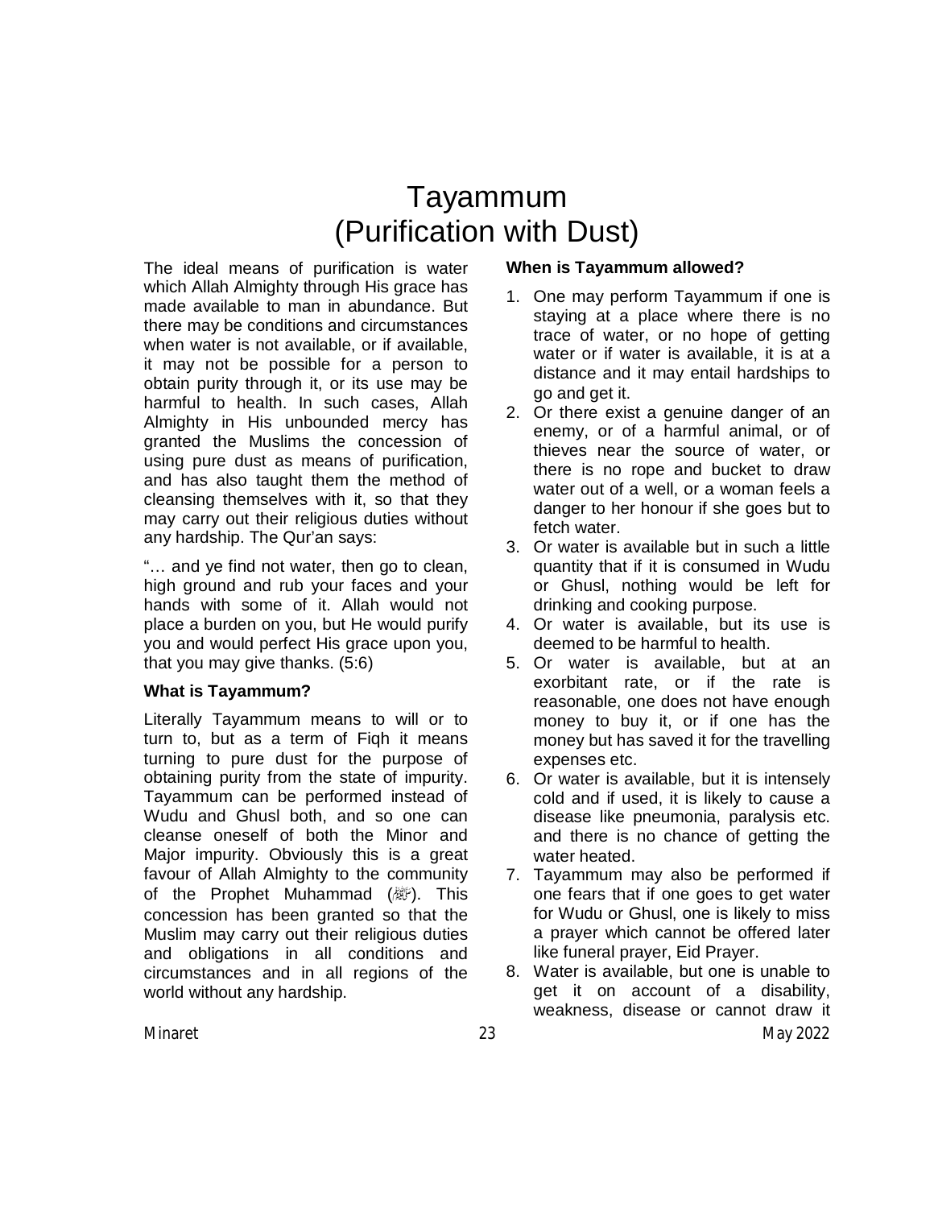# Tayammum (Purification with Dust)

The ideal means of purification is water which Allah Almighty through His grace has made available to man in abundance. But there may be conditions and circumstances when water is not available, or if available, it may not be possible for a person to obtain purity through it, or its use may be harmful to health. In such cases, Allah Almighty in His unbounded mercy has granted the Muslims the concession of using pure dust as means of purification, and has also taught them the method of cleansing themselves with it, so that they may carry out their religious duties without any hardship. The Qur'an says:

"… and ye find not water, then go to clean, high ground and rub your faces and your hands with some of it. Allah would not place a burden on you, but He would purify you and would perfect His grace upon you, that you may give thanks. (5:6)

**What is Tayammum?**

Literally Tayammum means to will or to turn to, but as a term of Fiqh it means turning to pure dust for the purpose of obtaining purity from the state of impurity. Tayammum can be performed instead of Wudu and Ghusl both, and so one can cleanse oneself of both the Minor and Major impurity. Obviously this is a great favour of Allah Almighty to the community of the Prophet Muhammad (ﷺ). This concession has been granted so that the Muslim may carry out their religious duties and obligations in all conditions and circumstances and in all regions of the world without any hardship.

**When is Tayammum allowed?**

1. One may perform Tayammum if one is staying at a place where there is no trace of water, or no hope of getting water or if water is available, it is at a distance and it may entail hardships to go and get it.
2. Or there exist a genuine danger of an enemy, or of a harmful animal, or of thieves near the source of water, or there is no rope and bucket to draw water out of a well, or a woman feels a danger to her honour if she goes but to fetch water.
3. Or water is available but in such a little quantity that if it is consumed in Wudu or Ghusl, nothing would be left for drinking and cooking purpose.
4. Or water is available, but its use is deemed to be harmful to health.
5. Or water is available, but at an exorbitant rate, or if the rate is reasonable, one does not have enough money to buy it, or if one has the money but has saved it for the travelling expenses etc.
6. Or water is available, but it is intensely cold and if used, it is likely to cause a disease like pneumonia, paralysis etc. and there is no chance of getting the water heated.
7. Tayammum may also be performed if one fears that if one goes to get water for Wudu or Ghusl, one is likely to miss a prayer which cannot be offered later like funeral prayer, Eid Prayer.
8. Water is available, but one is unable to get it on account of a disability, weakness, disease or cannot draw it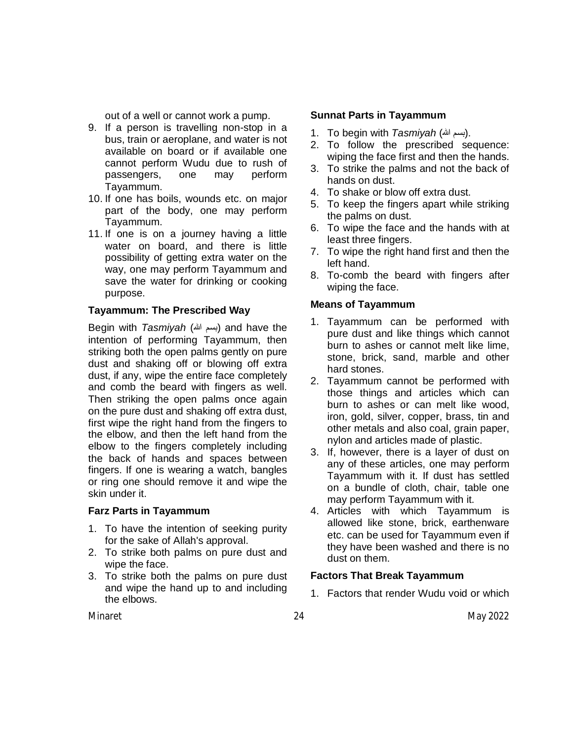out of a well or cannot work a pump.

9. If a person is travelling non-stop in a bus, train or aeroplane, and water is not available on board or if available one cannot perform Wudu due to rush of passengers, one may perform Tayammum.
10. If one has boils, wounds etc. on major part of the body, one may perform Tayammum.
11. If one is on a journey having a little water on board, and there is little possibility of getting extra water on the way, one may perform Tayammum and save the water for drinking or cooking purpose.

### Tayammum: The Prescribed Way

Begin with *Tasmiyah* (بسم الله) and have the intention of performing Tayammum, then striking both the open palms gently on pure dust and shaking off or blowing off extra dust, if any, wipe the entire face completely and comb the beard with fingers as well. Then striking the open palms once again on the pure dust and shaking off extra dust, first wipe the right hand from the fingers to the elbow, and then the left hand from the elbow to the fingers completely including the back of hands and spaces between fingers. If one is wearing a watch, bangles or ring one should remove it and wipe the skin under it.

### Farz Parts in Tayammum

1. To have the intention of seeking purity for the sake of Allah's approval.
2. To strike both palms on pure dust and wipe the face.
3. To strike both the palms on pure dust and wipe the hand up to and including the elbows.

### Sunnat Parts in Tayammum

1. To begin with *Tasmiyah* (بسم الله).
2. To follow the prescribed sequence: wiping the face first and then the hands.
3. To strike the palms and not the back of hands on dust.
4. To shake or blow off extra dust.
5. To keep the fingers apart while striking the palms on dust.
6. To wipe the face and the hands with at least three fingers.
7. To wipe the right hand first and then the left hand.
8. To-comb the beard with fingers after wiping the face.

### Means of Tayammum

1. Tayammum can be performed with pure dust and like things which cannot burn to ashes or cannot melt like lime, stone, brick, sand, marble and other hard stones.
2. Tayammum cannot be performed with those things and articles which can burn to ashes or can melt like wood, iron, gold, silver, copper, brass, tin and other metals and also coal, grain paper, nylon and articles made of plastic.
3. If, however, there is a layer of dust on any of these articles, one may perform Tayammum with it. If dust has settled on a bundle of cloth, chair, table one may perform Tayammum with it.
4. Articles with which Tayammum is allowed like stone, brick, earthenware etc. can be used for Tayammum even if they have been washed and there is no dust on them.

### Factors That Break Tayammum

1. Factors that render Wudu void or which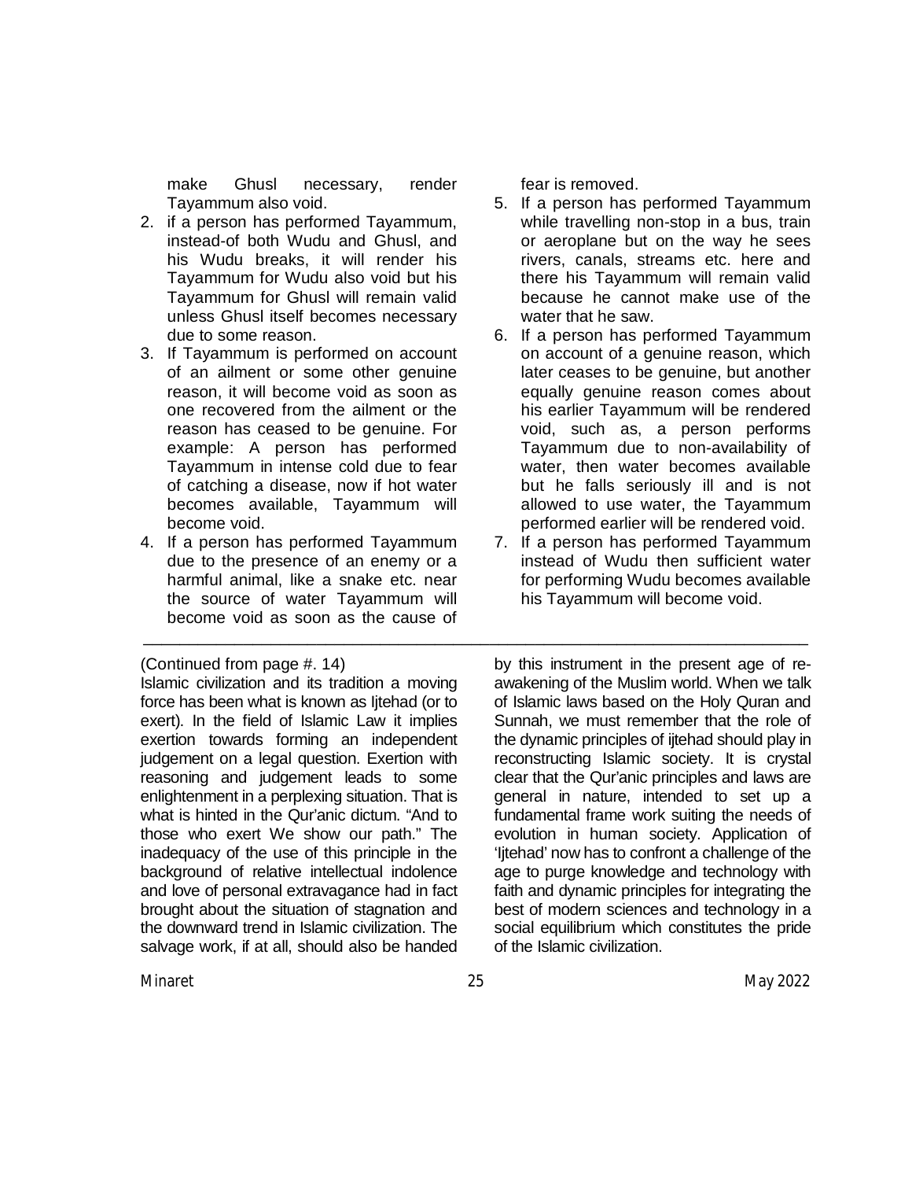make Ghusl necessary, render Tayammum also void.

2. if a person has performed Tayammum, instead-of both Wudu and Ghusl, and his Wudu breaks, it will render his Tayammum for Wudu also void but his Tayammum for Ghusl will remain valid unless Ghusl itself becomes necessary due to some reason.
3. If Tayammum is performed on account of an ailment or some other genuine reason, it will become void as soon as one recovered from the ailment or the reason has ceased to be genuine. For example: A person has performed Tayammum in intense cold due to fear of catching a disease, now if hot water becomes available, Tayammum will become void.
4. If a person has performed Tayammum due to the presence of an enemy or a harmful animal, like a snake etc. near the source of water Tayammum will become void as soon as the cause of fear is removed.
5. If a person has performed Tayammum while travelling non-stop in a bus, train or aeroplane but on the way he sees rivers, canals, streams etc. here and there his Tayammum will remain valid because he cannot make use of the water that he saw.
6. If a person has performed Tayammum on account of a genuine reason, which later ceases to be genuine, but another equally genuine reason comes about his earlier Tayammum will be rendered void, such as, a person performs Tayammum due to non-availability of water, then water becomes available but he falls seriously ill and is not allowed to use water, the Tayammum performed earlier will be rendered void.
7. If a person has performed Tayammum instead of Wudu then sufficient water for performing Wudu becomes available his Tayammum will become void.

---

(Continued from page #. 14)

Islamic civilization and its tradition a moving force has been what is known as Ijtehad (or to exert). In the field of Islamic Law it implies exertion towards forming an independent judgement on a legal question. Exertion with reasoning and judgement leads to some enlightenment in a perplexing situation. That is what is hinted in the Qur'anic dictum. "And to those who exert We show our path." The inadequacy of the use of this principle in the background of relative intellectual indolence and love of personal extravagance had in fact brought about the situation of stagnation and the downward trend in Islamic civilization. The salvage work, if at all, should also be handed by this instrument in the present age of re-awakening of the Muslim world. When we talk of Islamic laws based on the Holy Quran and Sunnah, we must remember that the role of the dynamic principles of ijtehad should play in reconstructing Islamic society. It is crystal clear that the Qur'anic principles and laws are general in nature, intended to set up a fundamental frame work suiting the needs of evolution in human society. Application of 'Ijtehad' now has to confront a challenge of the age to purge knowledge and technology with faith and dynamic principles for integrating the best of modern sciences and technology in a social equilibrium which constitutes the pride of the Islamic civilization.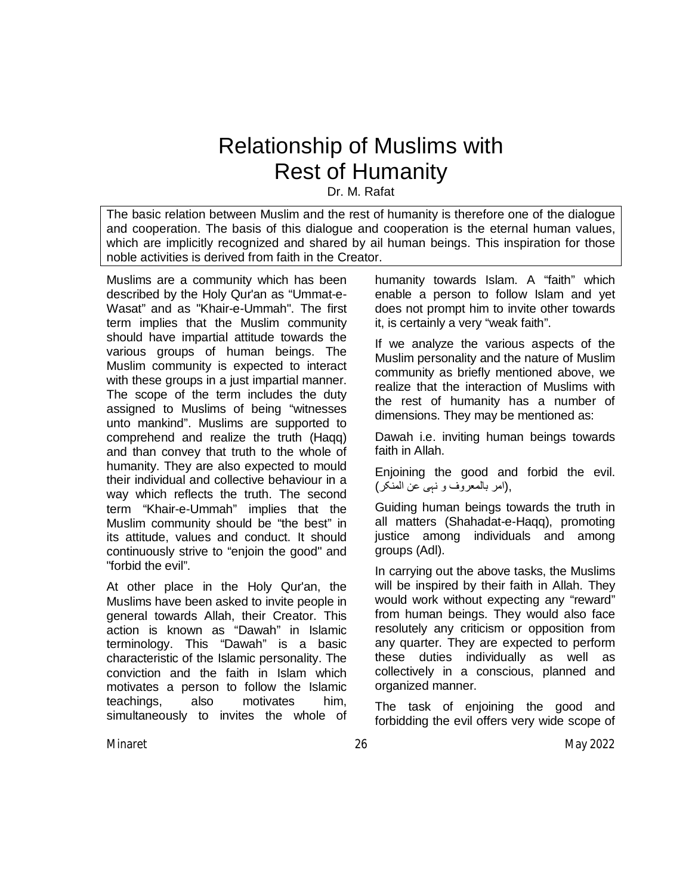# Relationship of Muslims with Rest of Humanity

Dr. M. Rafat

> The basic relation between Muslim and the rest of humanity is therefore one of the dialogue and cooperation. The basis of this dialogue and cooperation is the eternal human values, which are implicitly recognized and shared by ail human beings. This inspiration for those noble activities is derived from faith in the Creator.

Muslims are a community which has been described by the Holy Qur'an as "Ummat-e-Wasat" and as "Khair-e-Ummah". The first term implies that the Muslim community should have impartial attitude towards the various groups of human beings. The Muslim community is expected to interact with these groups in a just impartial manner. The scope of the term includes the duty assigned to Muslims of being "witnesses unto mankind". Muslims are supported to comprehend and realize the truth (Haqq) and than convey that truth to the whole of humanity. They are also expected to mould their individual and collective behaviour in a way which reflects the truth. The second term "Khair-e-Ummah" implies that the Muslim community should be "the best" in its attitude, values and conduct. It should continuously strive to "enjoin the good" and "forbid the evil".

At other place in the Holy Qur'an, the Muslims have been asked to invite people in general towards Allah, their Creator. This action is known as "Dawah" in Islamic terminology. This "Dawah" is a basic characteristic of the Islamic personality. The conviction and the faith in Islam which motivates a person to follow the Islamic teachings, also motivates him, simultaneously to invites the whole of humanity towards Islam. A "faith" which enable a person to follow Islam and yet does not prompt him to invite other towards it, is certainly a very "weak faith".

If we analyze the various aspects of the Muslim personality and the nature of Muslim community as briefly mentioned above, we realize that the interaction of Muslims with the rest of humanity has a number of dimensions. They may be mentioned as:

Dawah i.e. inviting human beings towards faith in Allah.

Enjoining the good and forbid the evil. (امر بالمعروف و نہی عن المنکر),

Guiding human beings towards the truth in all matters (Shahadat-e-Haqq), promoting justice among individuals and among groups (Adl).

In carrying out the above tasks, the Muslims will be inspired by their faith in Allah. They would work without expecting any "reward" from human beings. They would also face resolutely any criticism or opposition from any quarter. They are expected to perform these duties individually as well as collectively in a conscious, planned and organized manner.

The task of enjoining the good and forbidding the evil offers very wide scope of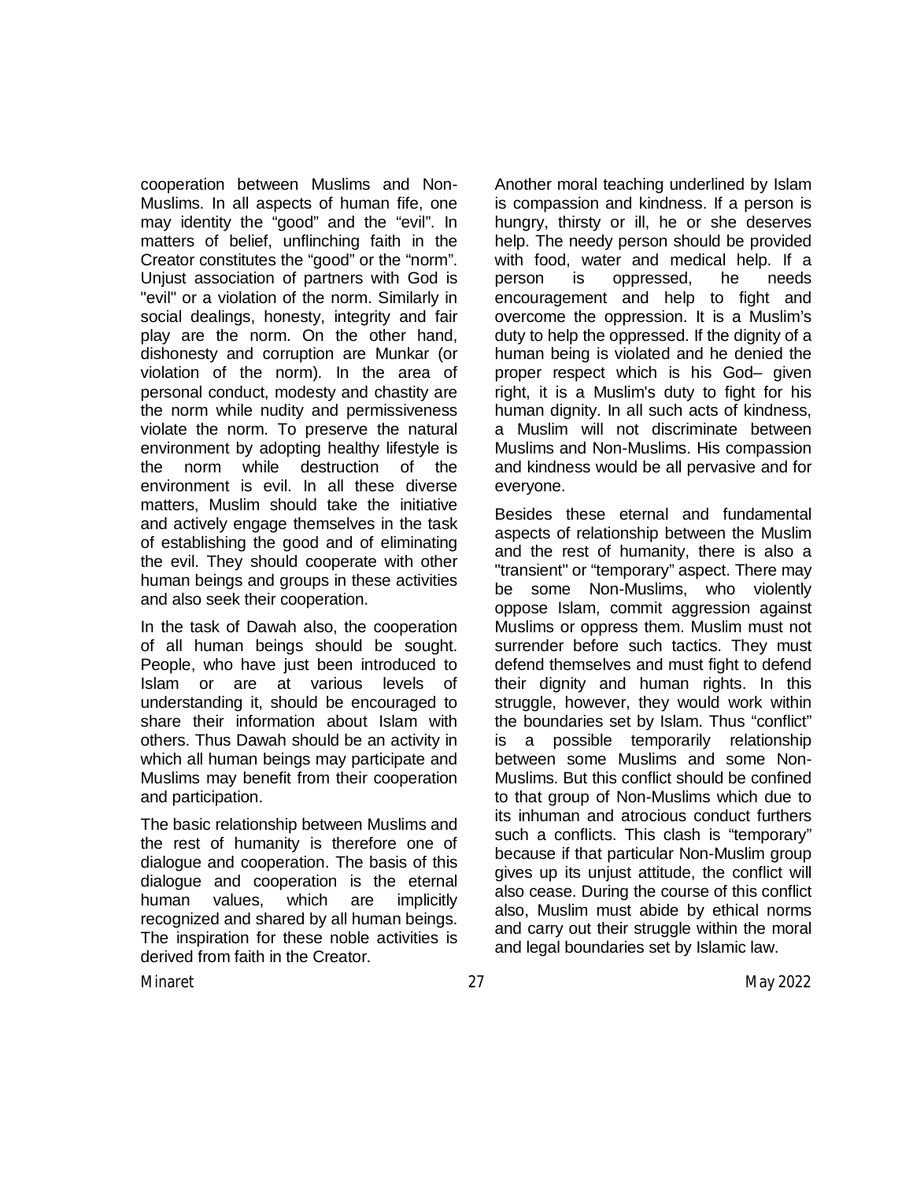cooperation between Muslims and Non-Muslims. In all aspects of human fife, one may identity the "good" and the "evil". In matters of belief, unflinching faith in the Creator constitutes the "good" or the "norm". Unjust association of partners with God is "evil" or a violation of the norm. Similarly in social dealings, honesty, integrity and fair play are the norm. On the other hand, dishonesty and corruption are Munkar (or violation of the norm). In the area of personal conduct, modesty and chastity are the norm while nudity and permissiveness violate the norm. To preserve the natural environment by adopting healthy lifestyle is the norm while destruction of the environment is evil. In all these diverse matters, Muslim should take the initiative and actively engage themselves in the task of establishing the good and of eliminating the evil. They should cooperate with other human beings and groups in these activities and also seek their cooperation.

In the task of Dawah also, the cooperation of all human beings should be sought. People, who have just been introduced to Islam or are at various levels of understanding it, should be encouraged to share their information about Islam with others. Thus Dawah should be an activity in which all human beings may participate and Muslims may benefit from their cooperation and participation.

The basic relationship between Muslims and the rest of humanity is therefore one of dialogue and cooperation. The basis of this dialogue and cooperation is the eternal human values, which are implicitly recognized and shared by all human beings. The inspiration for these noble activities is derived from faith in the Creator.

Another moral teaching underlined by Islam is compassion and kindness. If a person is hungry, thirsty or ill, he or she deserves help. The needy person should be provided with food, water and medical help. If a person is oppressed, he needs encouragement and help to fight and overcome the oppression. It is a Muslim's duty to help the oppressed. If the dignity of a human being is violated and he denied the proper respect which is his God– given right, it is a Muslim's duty to fight for his human dignity. In all such acts of kindness, a Muslim will not discriminate between Muslims and Non-Muslims. His compassion and kindness would be all pervasive and for everyone.

Besides these eternal and fundamental aspects of relationship between the Muslim and the rest of humanity, there is also a "transient" or "temporary" aspect. There may be some Non-Muslims, who violently oppose Islam, commit aggression against Muslims or oppress them. Muslim must not surrender before such tactics. They must defend themselves and must fight to defend their dignity and human rights. In this struggle, however, they would work within the boundaries set by Islam. Thus "conflict" is a possible temporarily relationship between some Muslims and some Non-Muslims. But this conflict should be confined to that group of Non-Muslims which due to its inhuman and atrocious conduct furthers such a conflicts. This clash is "temporary" because if that particular Non-Muslim group gives up its unjust attitude, the conflict will also cease. During the course of this conflict also, Muslim must abide by ethical norms and carry out their struggle within the moral and legal boundaries set by Islamic law.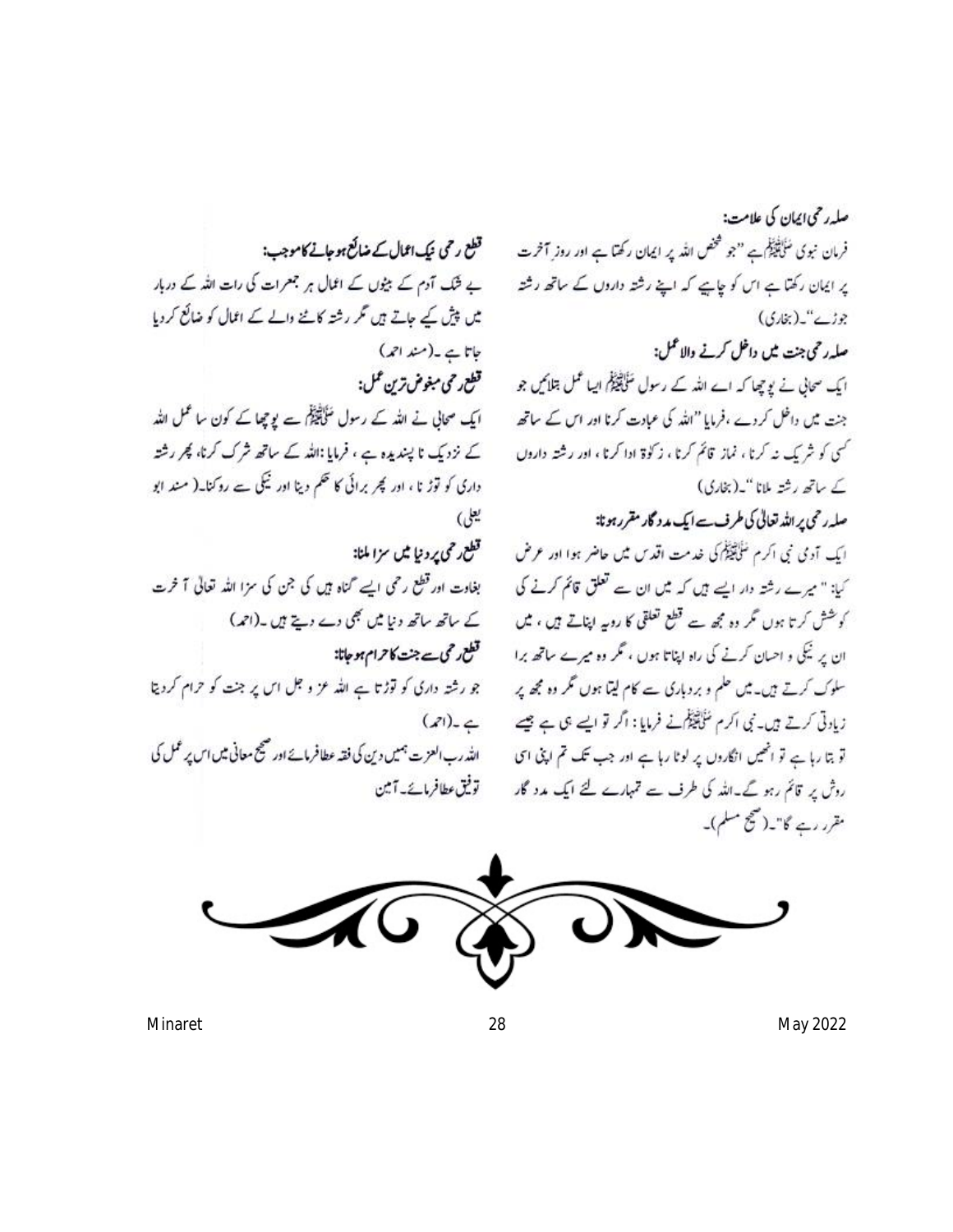**صلہ رحمی ایمان کی علامت:**

فرمان نبوی ﷺ ہے "جو شخص اللہ پر ایمان رکھتا ہے اور روزِ آخرت پر ایمان رکھتا ہے اس کو چاہیے کہ اپنے رشتہ داروں کے ساتھ رشتہ جوڑے"۔(بخاری)

**صلہ رحمی جنت میں داخل کرنے والا عمل:**

ایک صحابی نے پوچھا کہ اے اللہ کے رسول ﷺ ایسا عمل بتلائیں جو جنت میں داخل کردے ،فرمایا "اللہ کی عبادت کرنا اور اس کے ساتھ کسی کو شریک نہ کرنا، نماز قائم کرنا، زکوٰۃ ادا کرنا، اور رشتہ داروں کے ساتھ رشتہ ملانا"۔(بخاری)

**صلہ رحمی پر اللہ تعالیٰ کی طرف سے ایک مددگار مقرر ہونا:**

ایک آدمی نبی اکرم ﷺ کی خدمت اقدس میں حاضر ہوا اور عرض کیا: "میرے رشتہ دار ایسے ہیں کہ میں ان سے تعلق قائم کرنے کی کوشش کرتا ہوں مگر وہ مجھ سے قطع تعلقی کا رویہ اپناتے ہیں ، میں ان پر نیکی و احسان کرنے کی راہ اپناتا ہوں ، مگر وہ میرے ساتھ برا سلوک کرتے ہیں۔میں حلم و بردباری سے کام لیتا ہوں مگر وہ مجھ پر زیادتی کرتے ہیں۔نبی اکرم ﷺ نے فرمایا: اگر تو ایسے ہی ہے جیسے تو بتا رہا ہے تو انھیں انگاروں پر لوٹا رہا ہے اور جب تک تم اپنی اسی روش پر قائم رہو گے۔اللہ کی طرف سے تمہارے لئے ایک مدد گار مقرر رہے گا"۔(صحیح مسلم)۔

**قطع رحمی نیک اعمال کے ضائع ہوجانے کا موجب:**

بے شک آدم کے بیٹوں کے اعمال ہر جمعرات کی رات اللہ کے دربار میں پیش کیے جاتے ہیں مگر رشتہ کاٹنے والے کے اعمال کو ضائع کردیا جاتا ہے ۔(مسند احمد)

**قطع رحمی مبغوض ترین عمل:**

ایک صحابی نے اللہ کے رسول ﷺ سے پوچھا کے کون سا عمل اللہ کے نزدیک ناپسندیدہ ہے ، فرمایا :اللہ کے ساتھ شرک کرنا، پھر رشتہ داری کو توڑنا ، اور پھر برائی کا حکم دینا اور نیکی سے روکنا۔(مسند ابو یعلی)

**قطع رحمی پر دنیا میں سزا ملنا:**

بغاوت اور قطع رحمی ایسے گناہ ہیں کی جن کی سزا اللہ تعالیٰ آخرت کے ساتھ ساتھ دنیا میں بھی دے دیتے ہیں ۔(احمد)

**قطع رحمی سے جنت کا حرام ہوجانا:**

جو رشتہ داری کو توڑتا ہے اللہ عز و جل اس پر جنت کو حرام کردیتا ہے ۔(احمد)

اللہ رب العزت ہمیں دین کی فقہ عطا فرمائے اور صحیح معانی میں اس پر عمل کی توفیق عطا فرمائے۔ آمین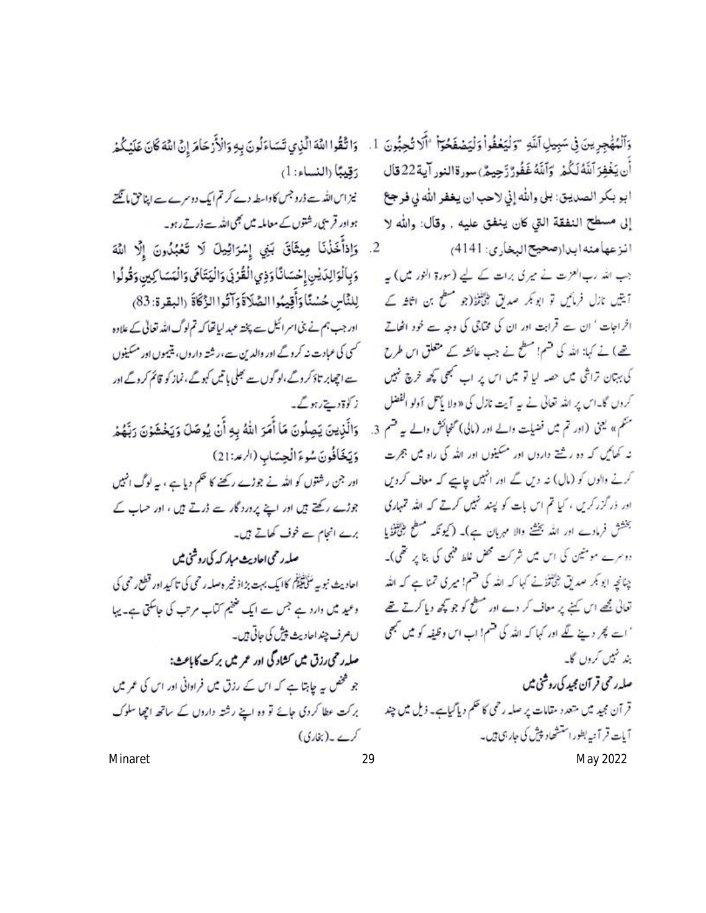وَٱلْمُهَٰجِرِينَ فِي سَبِيلِ ٱللَّهِ ۖ وَلْيَعْفُواْ وَلْيَصْفَحُوٓاْ ۗ أَلَا تُحِبُّونَ أَن يَغْفِرَ ٱللَّهُ لَكُمْ ۗ وَٱللَّهُ غَفُورٌ رَّحِيمٌ) سورة النور آية 22 قال ابو بكر الصديق: بلى والله إني لاحب ان يغفر الله لي فرجع إلى مسطح النفقة التي كان ينفق عليه . وقال: والله لا انزعها منه ابدا(صحيح البخاري: 4141)

جب اللہ رب العزت نے میری برات کے لیے (سورۃ النور میں) یہ آیتیں نازل فرمائیں تو ابو بکر صدیق رضی اللہ عنہ (جو مسطح بن اثاثہ کے اخراجات ' ان سے قرابت اور ان کی محتاجی کی وجہ سے خود اٹھاتے تھے) نے کہا: اللہ کی قسم! مسطح نے جب عائشہ کے متعلق اس طرح کی بہتان تراشی میں حصہ لیا تو میں اس پر اب کبھی کچھ خرچ نہیں کروں گا۔ اس پر اللہ تعالیٰ نے یہ آیت نازل کی «ولا يأتل أولو الفضل منكم» یعنی (اور تم میں فضیلت والے اور (مالی) گنجائش والے یہ قسم نہ کھائیں کہ وہ رشتے داروں اور مسکینوں اور اللہ کی راہ میں ہجرت کرنے والوں کو (مال) نہ دیں گے اور انہیں چاہیے کہ معاف کردیں اور درگزر کریں ، کیا تم اس بات کو پسند نہیں کرتے کہ اللہ تمہاری بخشش فرمادے اور اللہ بخشنے والا مہربان ہے)۔ (کیونکہ مسطح رضی اللہ عنہ یا دوسرے مومنین کی اس میں شرکت محض غلط فہمی کی بنا پر تھی)۔ چنانچہ ابو بکر صدیق رضی اللہ عنہ نے کہا کہ اللہ کی قسم! میری تمنا ہے کہ اللہ تعالیٰ مجھے اس کہنے پر معاف کر دے اور مسطح کو جو کچھ دیا کرتے تھے ' اسے پھر دینے لگے اور کہا کہ اللہ کی قسم! اب اس وظیفہ کو میں کبھی بند نہیں کروں گا۔

## صلہ رحمی قرآن مجید کی روشنی میں

قرآن مجید میں متعدد مقامات پر صلہ رحمی کا حکم دیا گیا ہے۔ ذیل میں چند آیات قرآنیہ بطور استشہاد پیش کی جا رہی ہیں۔

1. وَاتَّقُوا اللَّهَ الَّذِي تَسَاءَلُونَ بِهِ وَالْأَرْحَامَ إِنَّ اللَّهَ كَانَ عَلَيْكُمْ رَقِيبًا (النساء: 1)

نیز اس اللہ سے ڈرو جس کا واسطہ دے کر تم ایک دوسرے سے اپنا حق مانگتے ہو اور قریبی رشتوں کے معاملہ میں بھی اللہ سے ڈرتے رہو۔

2. وَإِذْ أَخَذْنَا مِيثَاقَ بَنِي إِسْرَائِيلَ لَا تَعْبُدُونَ إِلَّا اللَّهَ وَبِالْوَالِدَيْنِ إِحْسَانًا وَذِي الْقُرْبَىٰ وَالْيَتَامَىٰ وَالْمَسَاكِينِ وَقُولُوا لِلنَّاسِ حُسْنًا وَأَقِيمُوا الصَّلَاةَ وَآتُوا الزَّكَاةَ (البقرة: 83)

اور جب ہم نے بنی اسرائیل سے پختہ عہد لیا تھا کہ تم لوگ اللہ تعالیٰ کے علاوہ کسی کی عبادت نہ کروگے اور والدین سے، رشتہ داروں، یتیموں اور مسکینوں سے اچھا برتاؤ کروگے، لوگوں سے بھلی باتیں کہوگے، نماز کو قائم کروگے اور زکوۃ دیتے رہوگے۔

3. وَالَّذِينَ يَصِلُونَ مَا أَمَرَ اللَّهُ بِهِ أَن يُوصَلَ وَيَخْشَوْنَ رَبَّهُمْ وَيَخَافُونَ سُوءَ الْحِسَابِ (الرعد: 21)

اور جن رشتوں کو اللہ نے جوڑے رکھنے کا حکم دیا ہے ، یہ لوگ انہیں جوڑے رکھتے ہیں اور اپنے پروردگار سے ڈرتے ہیں ، اور حساب کے برے انجام سے خوف کھاتے ہیں۔

## صلہ رحمی احادیث مبارکہ کی روشنی میں

احادیث نبویہ صلی اللہ علیہ وسلم کا ایک بہت بڑا ذخیرہ صلہ رحمی کی تاکید اور قطع رحمی کی وعید میں وارد ہے جس سے ایک ضخیم کتاب مرتب کی جاسکتی ہے۔ یہاں صرف چند احادیث پیش کی جاتی ہیں۔

### صلہ رحمی رزق میں کشادگی اور عمر میں برکت کا باعث:

جو شخص یہ چاہتا ہے کہ اس کے رزق میں فراوانی اور اس کی عمر میں برکت عطا کر دی جائے تو وہ اپنے رشتہ داروں کے ساتھ اچھا سلوک کرے۔ (بخاری)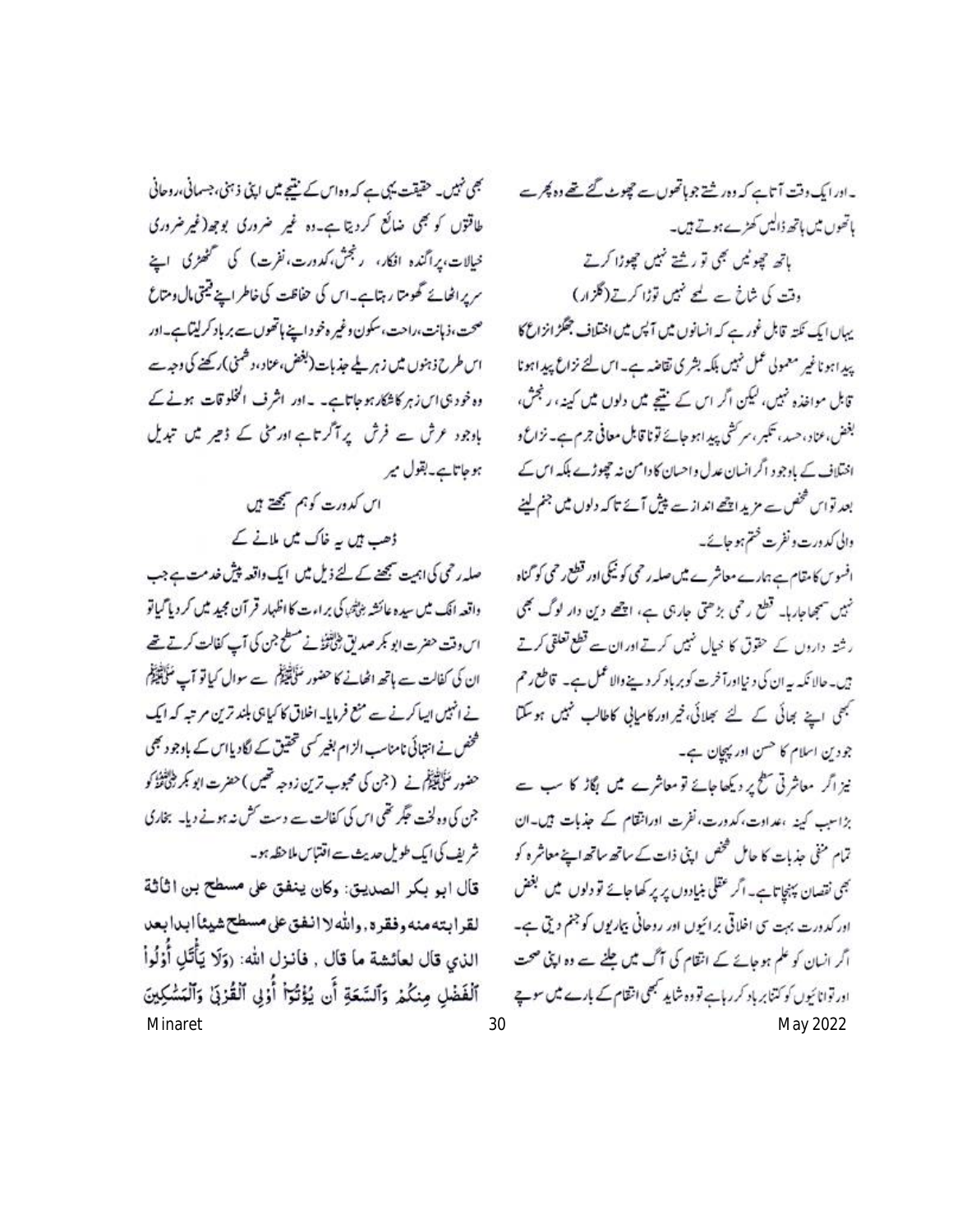۔ اور ایک وقت آتا ہے کہ وہ رشتے جو ہاتھوں سے چھوٹ گئے تھے وہ پھر سے ہاتھوں میں ہاتھ ڈالیں کھڑے ہوتے ہیں۔

ہاتھ چھوٹیں بھی تو رشتے نہیں چھوڑا کرتے
وقت کی شاخ سے لمحے نہیں توڑا کرتے (گلزار)

یہاں ایک نکتہ قابل غور ہے کہ انسانوں میں آپس میں اختلاف جھگڑا نزاع کا پیدا ہونا غیر معمولی عمل نہیں بلکہ بشری تقاضہ ہے۔ اس لئے نزاع پیدا ہونا قابل مواخذہ نہیں، لیکن اگر اس کے نتیجے میں دلوں میں کینہ، رنجش، بغض، عناد، حسد، تکبر، سرکشی پیدا ہو جائے تو ناقابل معافی جرم ہے۔ نزاع و اختلاف کے باوجود اگر انسان عدل و احسان کا دامن نہ چھوڑے بلکہ اس کے بعد تو اس شخص سے مزید اچھے انداز سے پیش آئے تاکہ دلوں میں جنم لینے والی کدورت و نفرت ختم ہو جائے۔

افسوس کا مقام ہے ہمارے معاشرے میں صلہ رحمی کو نیکی اور قطع رحمی کو گناہ نہیں سمجھا جا رہا۔ قطع رحمی بڑھتی جا رہی ہے، اچھے دین دار لوگ بھی رشتہ داروں کے حقوق کا خیال نہیں کرتے اور ان سے قطع تعلق کرتے ہیں۔ حالانکہ یہ ان کی دنیا اور آخرت کو برباد کر دینے والا عمل ہے۔ قاطع رحم کبھی اپنے بھائی کے لئے بھلائی، خیر اور کامیابی کا طالب نہیں ہو سکتا جو دین اسلام کا حسن اور پہچان ہے۔

نیز اگر معاشرتی سطح پر دیکھا جائے تو معاشرے میں بگاڑ کا سب سے بڑا سبب کینہ، عداوت، کدورت، نفرت اور انتقام کے جذبات ہیں۔ ان تمام منفی جذبات کا حامل شخص اپنی ذات کے ساتھ ساتھ اپنے معاشرہ کو بھی نقصان پہنچاتا ہے۔ اگر عقلی بنیادوں پر پرکھا جائے تو دلوں میں بغض اور کدورت بہت سی اخلاقی برائیوں اور روحانی بیماریوں کو جنم دیتی ہے۔ اگر انسان کو علم ہو جائے کہ انتقام کی آگ میں جلنے سے وہ اپنی صحت اور توانائیوں کو کتنا برباد کر رہا ہے تو وہ شاید کبھی انتقام کے بارے میں سوچے بھی نہیں۔ حقیقت یہی ہے کہ وہ اس کے نتیجے میں اپنی ذہنی، جسمانی، روحانی طاقتوں کو بھی ضائع کر دیتا ہے۔ وہ غیر ضروری بوجھ (غیر ضروری خیالات، پراگندہ افکار، رنجش، کدورت، نفرت) کی گٹھری اپنے سر پر اٹھائے گھومتا رہتا ہے۔ اس کی حفاظت کی خاطر اپنے قیمتی مال و متاع صحت، ذہانت، راحت، سکون وغیرہ خود اپنے ہاتھوں سے برباد کر لیتا ہے۔ اور اس طرح ذہنوں میں زہریلے جذبات (بغض، عناد، دشمنی) رکھنے کی وجہ سے وہ خود ہی اس زہر کا شکار ہو جاتا ہے۔ اور اشرف المخلوقات ہونے کے باوجود عرش سے فرش پر آگرتا ہے اور مٹی کے ڈھیر میں تبدیل ہو جاتا ہے۔ بقول میر

اس کدورت کو ہم سمجھتے ہیں
ڈھب ہیں یہ خاک میں ملانے کے

صلہ رحمی کی اہمیت سمجھنے کے لئے ذیل میں ایک واقعہ پیش خدمت ہے جب واقعہ افک میں سیدہ عائشہ رضی اللہ عنہا کی براءت کا اظہار قرآن مجید میں کر دیا گیا تو اس وقت حضرت ابو بکر صدیق رضی اللہ عنہ نے مسطح جن کی آپ کفالت کرتے تھے ان کی کفالت سے ہاتھ اٹھانے کا حضور صلی اللہ علیہ وسلم سے سوال کیا تو آپ صلی اللہ علیہ وسلم نے انہیں ایسا کرنے سے منع فرمایا۔ اخلاق کا کیا ہی بلند ترین مرتبہ کہ ایک شخص نے انتہائی نامناسب الزام بغیر کسی تحقیق کے لگا دیا اس کے باوجود بھی حضور صلی اللہ علیہ وسلم نے (جن کی محبوب ترین زوجہ تھیں) حضرت ابو بکر رضی اللہ عنہ کو جن کی وہ لخت جگر تھی اس کی کفالت سے دست کش نہ ہونے دیا۔ بخاری شریف کی ایک طویل حدیث سے اقتباس ملاحظہ ہو۔

قال ابو بكر الصديق: وكان ينفق على مسطح بن اثاثة لقرابته منه وفقره، والله لا انفق على مسطح شيئاً ابداً بعد الذي قال لعائشة ما قال، فانزل الله: ﴿وَلَا يَأْتَلِ أُوْلُواْ ٱلْفَضْلِ مِنكُمْ وَٱلسَّعَةِ أَن يُؤْتُوٓاْ أُوْلِي ٱلْقُرْبَىٰ وَٱلْمَسَٰكِينَ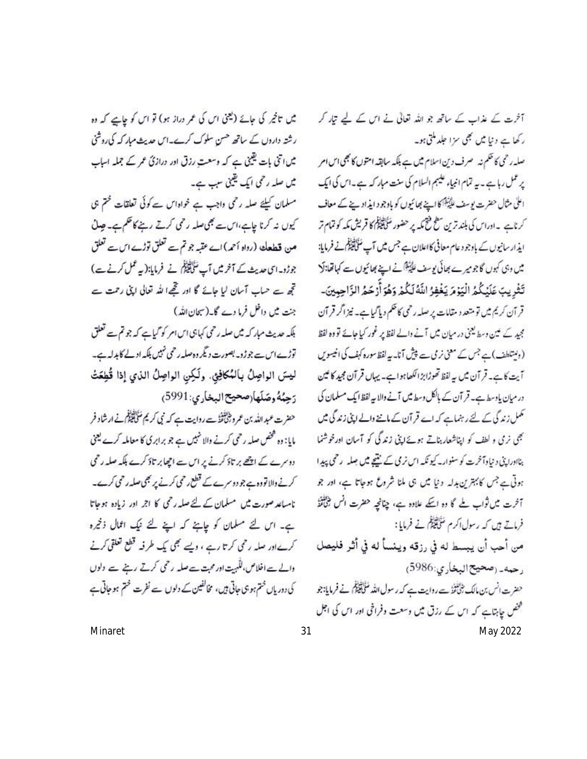آخرت کے عذاب کے ساتھ جو اللہ تعالیٰ نے اس کے لیے تیار کر رکھا ہے دنیا میں بھی سزا جلد ملتی ہو۔

صلہ رحمی کا حکم نہ صرف دین اسلام میں ہے بلکہ سابقہ امتوں کا بھی اس امر پر عمل رہا ہے۔ یہ تمام انبیاء علیہم السلام کی سنت مبارکہ ہے۔ اس کی ایک اعلیٰ مثال حضرت یوسف علیہ السلام کا اپنے بھائیوں کو باوجود ایذا دینے کے معاف کرنا ہے۔ اور اس کی بلند ترین سطح فتح مکہ پر حضور ﷺ کا قریش مکہ کو تمام تر ایذا رسانیوں کے باوجود عام معافی کا اعلان ہے جس میں آپ ﷺ نے فرمایا: میں وہی کہوں گا جو میرے بھائی یوسف علیہ السلام نے اپنے بھائیوں سے کہا تھا: لَا تَثْرِيبَ عَلَيْكُمُ الْيَوْمَ يَغْفِرُ اللّٰهُ لَكُمْ وَهُوَ أَرْحَمُ الرَّاحِمِينَ۔ قرآن کریم میں تو متعدد مقامات پر صلہ رحمی کا حکم دیا گیا ہے۔ نیز اگر قرآن مجید کے عین وسط یعنی درمیان میں آنے والے لفظ پر غور کیا جائے تو وہ لفظ (ولیتلطف) ہے جس کے معنی نرمی سے پیش آنا۔ یہ لفظ سورہ کہف کی انیسویں آیت کا ہے۔ قرآن میں یہ لفظ تھوڑا بڑا لکھا ہوا ہے۔ یہاں قرآن مجید کا عین درمیان یا وسط ہے۔ قرآن کے بالکل وسط میں آنے والا یہ لفظ ایک مسلمان کی مکمل زندگی کے لئے رہنما ہے کہ اے قرآن کے ماننے والے اپنی زندگی میں بھی نرمی و لطف کو اپنا شعار بناتے ہوئے اپنی زندگی کو آسان اور خوشنما بنا اور اپنی دنیا و آخرت کو سنوار۔ کیونکہ اس نرمی کے نتیجے میں صلہ رحمی پیدا ہوتی ہے جس کا بہترین بدلہ دنیا میں ہی ملنا شروع ہو جاتا ہے، اور جو آخرت میں ثواب ملے گا وہ اسکے علاوہ ہے، چنانچہ حضرت انس رضی اللہ عنہ فرماتے ہیں کہ رسول اکرم ﷺ نے فرمایا:

من أحب أن يبسط له في رزقه وينسأ له في أثر فليصل رحمه۔ (صحيح البخاري: 5986)

حضرت انس بن مالک رضی اللہ عنہ سے روایت ہے کہ رسول اللہ ﷺ نے فرمایا: جو شخص چاہتا ہے کہ اس کے رزق میں وسعت و فراخی اور اس کی اجل میں تاخیر کی جائے (یعنی اس کی عمر دراز ہو) تو اس کو چاہیے کہ وہ رشتہ داروں کے ساتھ حسن سلوک کرے۔ اس حدیث مبارکہ کی روشنی میں اتنی بات یقینی ہے کہ وسعتِ رزق اور درازیٔ عمر کے جملہ اسباب میں صلہ رحمی ایک یقینی سبب ہے۔

مسلمان کیلئے صلہ رحمی واجب ہے خواہ اس سے کوئی تعلقات ختم ہی کیوں نہ کرنا چاہے، اس سے بھی صلہ رحمی کرتے رہنے کا حکم ہے۔ **صِلْ من قطعك** (رواہ أحمد) اے عقبہ جو تم سے تعلق توڑے اس سے تعلق جوڑو۔ اسی حدیث کے آخر میں آپ ﷺ نے فرمایا: (یہ عمل کرنے سے) تجھ سے حساب آسان لیا جائے گا اور تجھے اللہ تعالیٰ اپنی رحمت سے جنت میں داخل فرما دے گا۔ (سبحان اللہ)

بلکہ حدیث مبارکہ میں صلہ رحمی کہا ہی اس امر کو گیا ہے کہ جو تم سے تعلق توڑے اس سے جوڑو۔ بصورت دیگر وہ صلہ رحمی نہیں بلکہ ادلے کا بدلہ ہے۔

ليسَ الواصِلُ بالمُكافِئِ، ولَكِنِ الواصِلُ الذي إذا قُطِعَتْ رَحِمُهُ وصَلَها (صحيح البخاري: 5991)

حضرت عبداللہ بن عمرو رضی اللہ عنہ سے روایت ہے کہ نبی کریم ﷺ نے ارشاد فرمایا: وہ شخص صلہ رحمی کرنے والا نہیں ہے جو برابری کا معاملہ کرے یعنی دوسرے کے اچھے برتاؤ کرنے پر اس سے اچھا برتاؤ کرے بلکہ صلہ رحمی کرنے والا تو وہ ہے جو دوسرے کے قطع رحمی کرنے پر بھی صلہ رحمی کرے۔ نامساعد صورت میں مسلمان کے لئے صلہ رحمی کا اجر اور زیادہ ہو جاتا ہے۔ اس لئے مسلمان کو چاہئے کہ اپنے لئے نیک اعمال ذخیرہ کرے اور صلہ رحمی کرتا رہے، ویسے بھی یک طرفہ قطع تعلقی کرنے والے سے اخلاص، للّٰہیت اور محبت سے صلہ رحمی کرتے رہنے سے دلوں کی دوریاں ختم ہو ہی جاتی ہیں، مخالفین کے دلوں سے نفرت ختم ہو جاتی ہے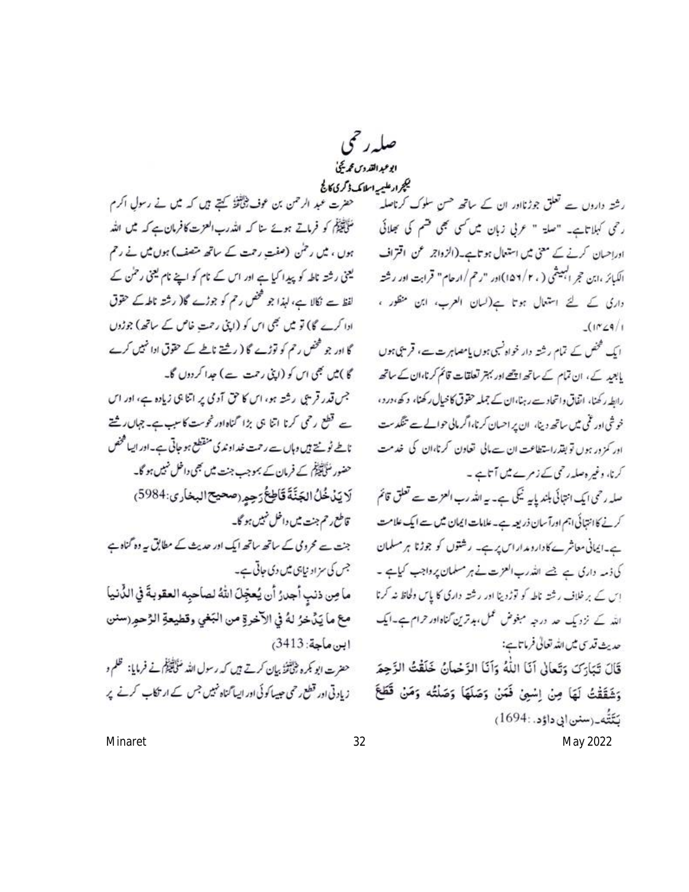# صلہ رحمی

**ابو عبد القدوس محمد یحییٰ**

**لیکچرار علیمیہ اسلامک ڈگری کالج**

رشتہ داروں سے تعلق جوڑنا اور ان کے ساتھ حسنِ سلوک کرنا صلہ رحمی کہلاتا ہے۔ "صلۃ" عربی زبان میں کسی بھی قسم کی بھلائی اور احسان کرنے کے معنی میں استعمال ہوتا ہے۔(الزواجر عن اقتراف الکبائر، ابن حجر الہیثمی (۲/۱۵۶)) اور "رحم/ارحام" قرابت اور رشتہ داری کے لئے استعمال ہوتا ہے(لسان العرب، ابن منظور، ۱/۱۴۷۹)۔

ایک شخص کے تمام رشتہ دار خواہ نسبی ہوں یا مصاہرت سے، قریبی ہوں یا بعید کے، ان تمام کے ساتھ اچھے اور بہتر تعلقات قائم کرنا، ان کے ساتھ رابطہ رکھنا، اتفاق و اتحاد سے رہنا، ان کے جملہ حقوق کا خیال رکھنا، دکھ، درد، خوشی اور غمی میں ساتھ دینا، ان پر احسان کرنا، اگر مالی حوالے سے تنگدست اور کمزور ہوں تو بقدر استطاعت ان سے مالی تعاون کرنا، ان کی خدمت کرنا، وغیرہ صلہ رحمی کے زمرے میں آتا ہے۔

صلہ رحمی ایک انتہائی بلند پایہ نیکی ہے۔ یہ اللہ رب العزت سے تعلق قائم کرنے کا انتہائی اہم اور آسان ذریعہ ہے۔ علاماتِ ایمان میں سے ایک علامت ہے۔ ایمانی معاشرے کا دارومدار اس پر ہے۔ رشتوں کو جوڑنا ہر مسلمان کی ذمہ داری ہے جسے اللہ رب العزت نے ہر مسلمان پر واجب کیا ہے۔ اس کے برخلاف رشتہ ناطہ کو توڑ دینا اور رشتہ داری کا پاس ولحاظ نہ کرنا اللہ کے نزدیک حد درجہ مبغوض عمل، بدترین گناہ اور حرام ہے۔ ایک حدیث قدسی میں اللہ تعالیٰ فرماتا ہے:

قَالَ تَبَارَكَ وَتَعَالَى أَنَا اللَّهُ وَأَنَا الرَّحْمَانُ خَلَقْتُ الرَّحِمَ وَشَقَقْتُ لَهَا مِنِ اسْمِي فَمَنْ وَصَلَهَا وَصَلْتُهُ وَمَنْ قَطَعَهَا بَتَتُّهُ۔(سنن ابی داؤد۔ :1694)

حضرت عبد الرحمن بن عوف رضی اللہ عنہ کہتے ہیں کہ میں نے رسولِ اکرم ﷺ کو فرماتے ہوئے سنا کہ اللہ رب العزت کا فرمان ہے کہ میں اللہ ہوں، میں رحمٰن (صفتِ رحمت کے ساتھ متصف) ہوں میں نے رحم یعنی رشتہ ناطہ کو پیدا کیا ہے اور اس کے نام کو اپنے نام یعنی رحمٰن کے لفظ سے نکالا ہے، لہٰذا جو شخص رحم کو جوڑے گا (رشتہ ناطہ کے حقوق ادا کرے گا) تو میں بھی اس کو (اپنی رحمتِ خاص کے ساتھ) جوڑوں گا اور جو شخص رحم کو توڑے گا (رشتے ناطے کے حقوق ادا نہیں کرے گا) میں بھی اس کو (اپنی رحمت سے) جدا کر دوں گا۔

جس قدر قریبی رشتہ ہو، اس کا حق آدمی پر اتنا ہی زیادہ ہے، اور اس سے قطع رحمی کرنا اتنا ہی بڑا گناہ اور نحوست کا سبب ہے۔ جہاں رشتے ناطے ٹوٹتے ہیں وہاں سے رحمتِ خداوندی منقطع ہو جاتی ہے۔ اور ایسا شخص حضور ﷺ کے فرمان کے بموجب جنت میں بھی داخل نہیں ہوگا۔

لَا يَدْخُلُ الجَنَّةَ قَاطِعُ رَحِمٍ (صحیح البخاری: 5984)

قاطع رحم جنت میں داخل نہیں ہوگا۔

جنت سے محرومی کے ساتھ ساتھ ایک اور حدیث کے مطابق یہ وہ گناہ ہے جس کی سزا دنیا ہی میں دی جاتی ہے۔

ما مِن ذنبٍ أجدرُ أن يُعجِّلَ اللهُ لصاحبِه العقوبةَ في الدُّنيا مع ما يَدَّخرُ لهُ في الآخرةِ من البَغيِ وقطيعةِ الرَّحمِ (سنن ابن ماجۃ: 3413)

حضرت ابو بکرہ رضی اللہ عنہ بیان کرتے ہیں کہ رسول اللہ ﷺ نے فرمایا: ظلم و زیادتی اور قطع رحمی جیسا کوئی اور ایسا گناہ نہیں جس کے ارتکاب کرنے پر